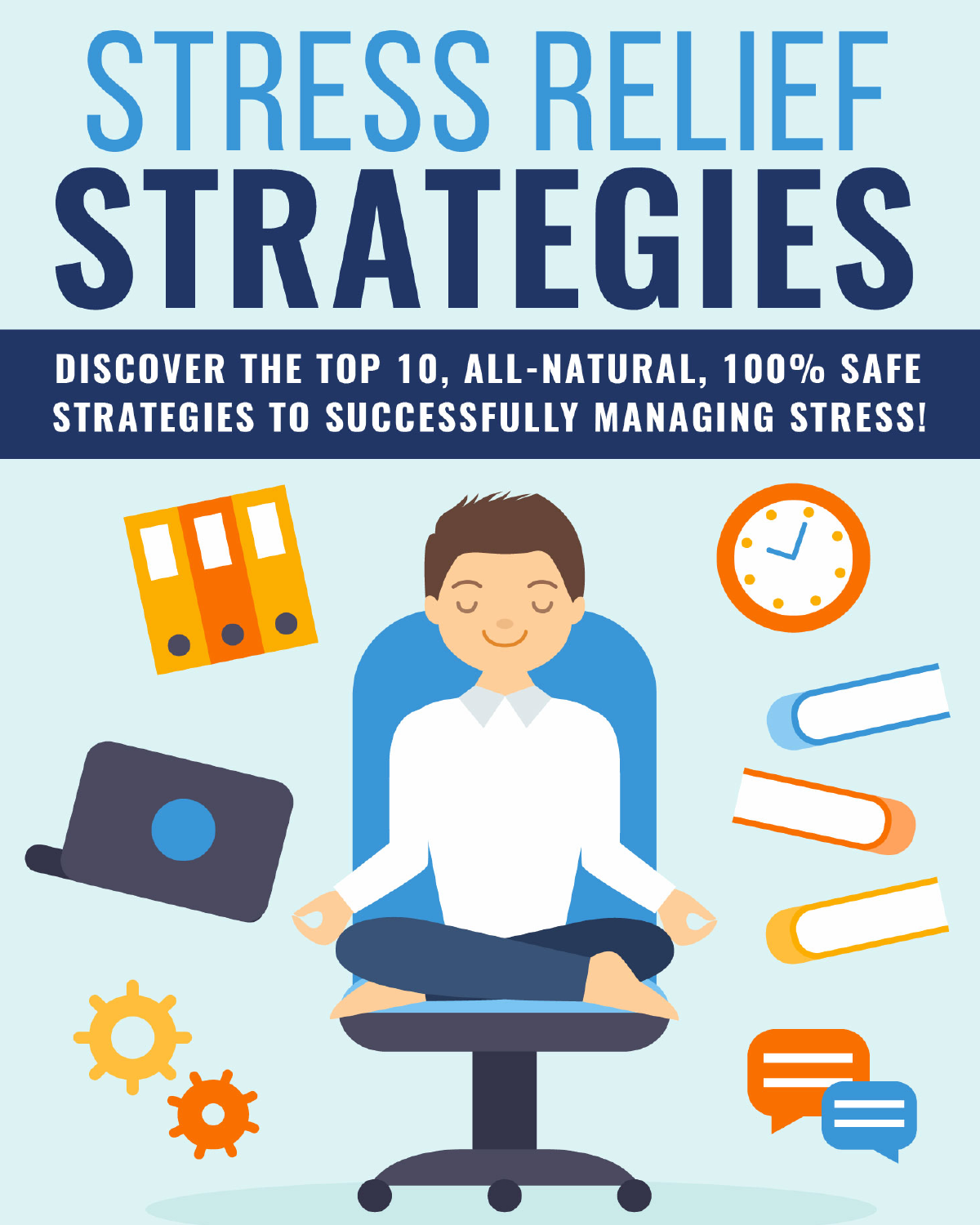# STRESS RELIEF STRATEGIES

**DISCOVER THE TOP 10, ALL-NATURAL, 100% SAFE STRATEGIES TO SUCCESSFULLY MANAGING STRESS!**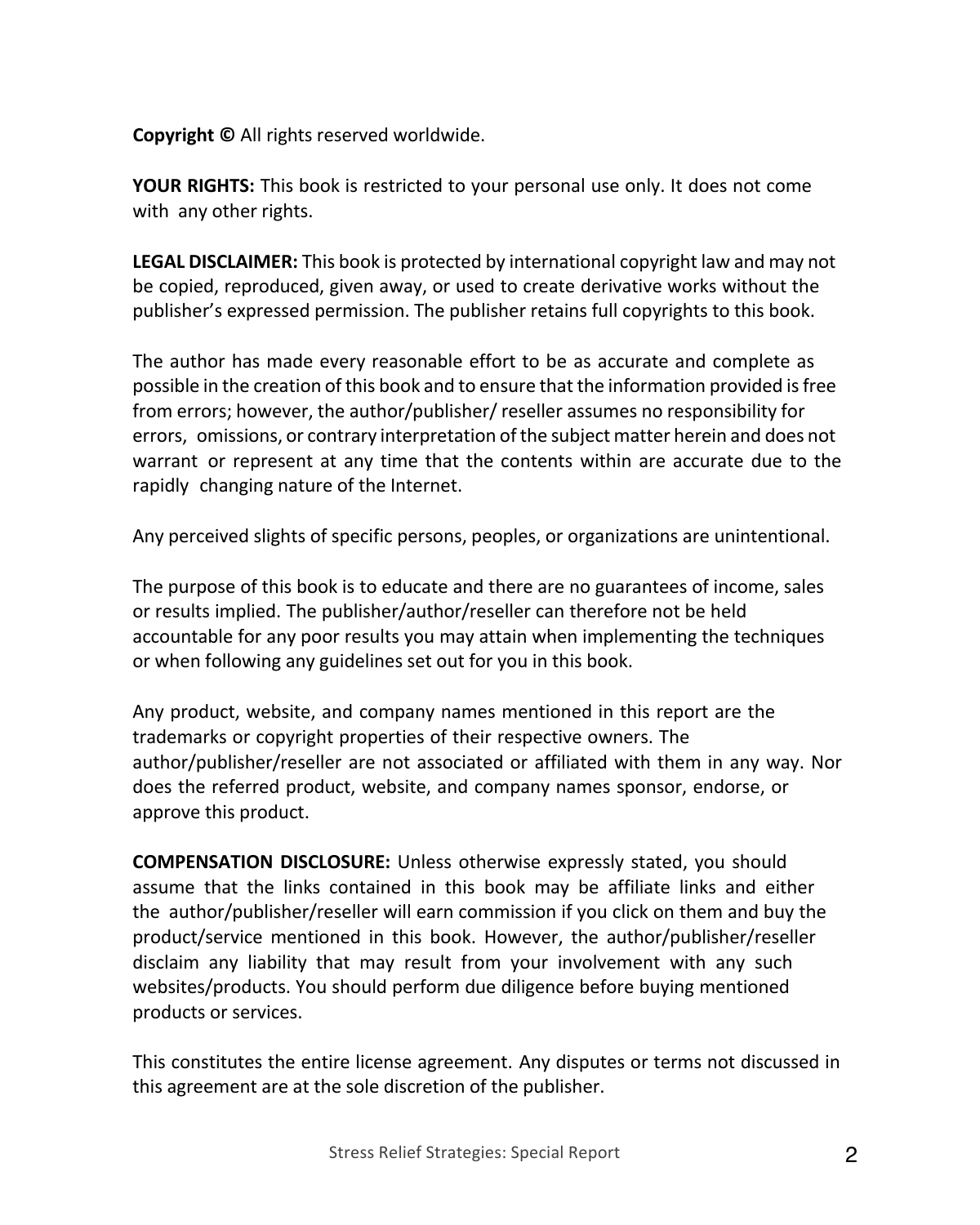**Copyright ©** All rights reserved worldwide.

**YOUR RIGHTS:** This book is restricted to your personal use only. It does not come with any other rights.

**LEGAL DISCLAIMER:** This book is protected by international copyright law and may not be copied, reproduced, given away, or used to create derivative works without the publisher's expressed permission. The publisher retains full copyrights to this book.

The author has made every reasonable effort to be as accurate and complete as possible in the creation of this book and to ensure that the information provided is free from errors; however, the author/publisher/ reseller assumes no responsibility for errors, omissions, or contrary interpretation of the subject matter herein and does not warrant or represent at any time that the contents within are accurate due to the rapidly changing nature of the Internet.

Any perceived slights of specific persons, peoples, or organizations are unintentional.

The purpose of this book is to educate and there are no guarantees of income, sales or results implied. The publisher/author/reseller can therefore not be held accountable for any poor results you may attain when implementing the techniques or when following any guidelines set out for you in this book.

Any product, website, and company names mentioned in this report are the trademarks or copyright properties of their respective owners. The author/publisher/reseller are not associated or affiliated with them in any way. Nor does the referred product, website, and company names sponsor, endorse, or approve this product.

**COMPENSATION DISCLOSURE:** Unless otherwise expressly stated, you should assume that the links contained in this book may be affiliate links and either the author/publisher/reseller will earn commission if you click on them and buy the product/service mentioned in this book. However, the author/publisher/reseller disclaim any liability that may result from your involvement with any such websites/products. You should perform due diligence before buying mentioned products or services.

This constitutes the entire license agreement. Any disputes or terms not discussed in this agreement are at the sole discretion of the publisher.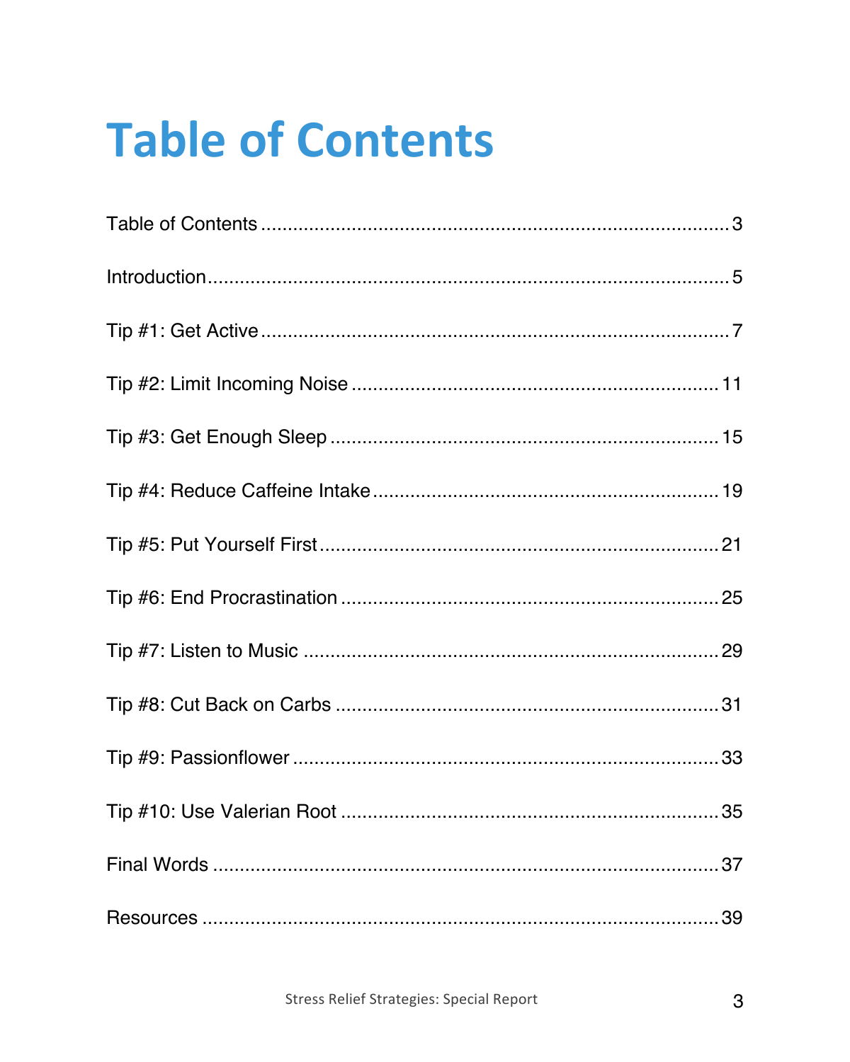# Table of Contents

Table of Contents ........................................................................................ 3

Introduction.................................................................................................. 5

Tip #1: Get Active ......................................................................................... 7

Tip #2: Limit Incoming Noise ..................................................................... 11

Tip #3: Get Enough Sleep .......................................................................... 15

Tip #4: Reduce Caffeine Intake ................................................................. 19

Tip #5: Put Yourself First ........................................................................... 21

Tip #6: End Procrastination ....................................................................... 25

Tip #7: Listen to Music .............................................................................. 29

Tip #8: Cut Back on Carbs ........................................................................ 31

Tip #9: Passionflower ................................................................................. 33

Tip #10: Use Valerian Root ....................................................................... 35

Final Words ................................................................................................ 37

Resources ................................................................................................... 39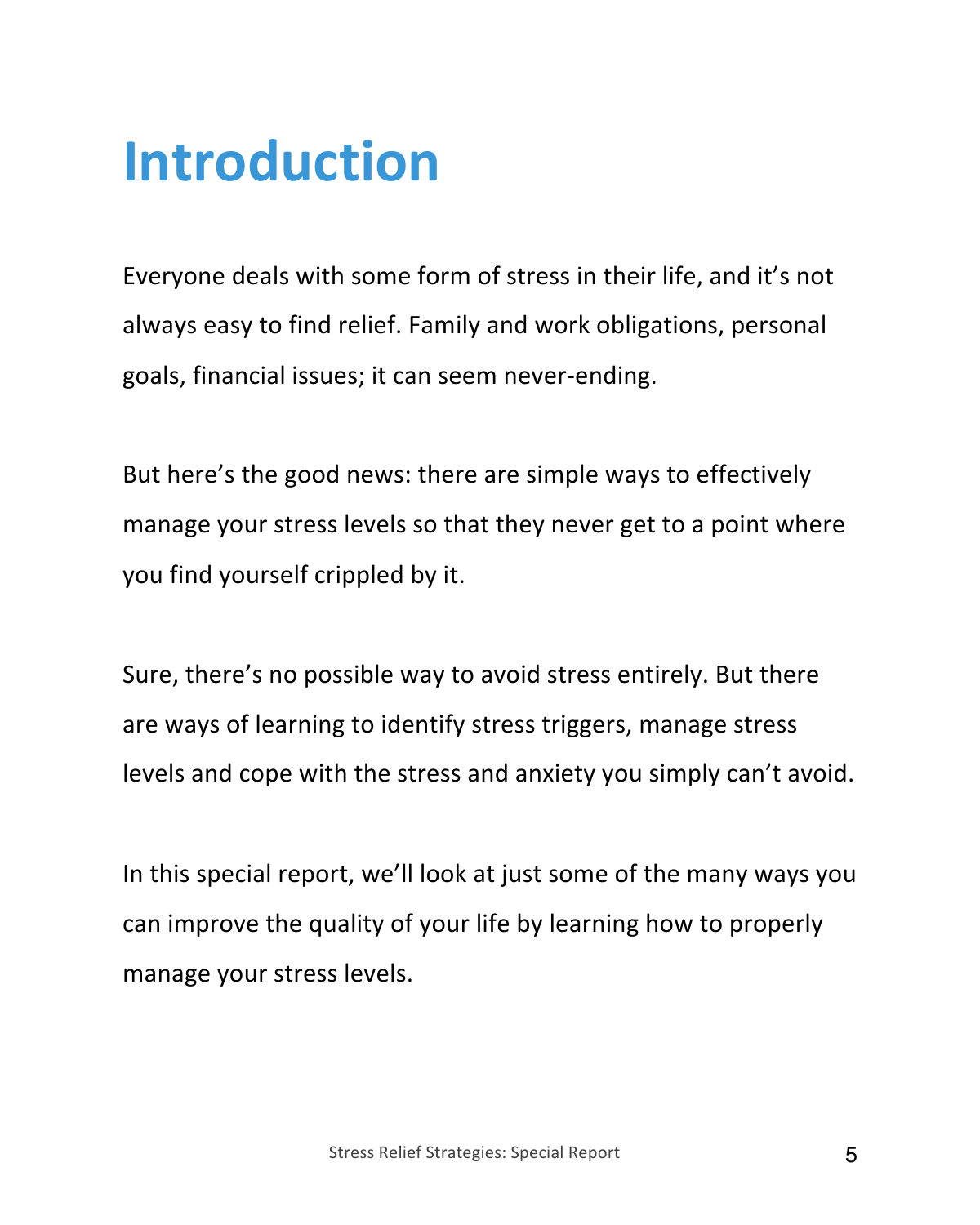# Introduction

Everyone deals with some form of stress in their life, and it's not always easy to find relief. Family and work obligations, personal goals, financial issues; it can seem never-ending.

But here's the good news: there are simple ways to effectively manage your stress levels so that they never get to a point where you find yourself crippled by it.

Sure, there's no possible way to avoid stress entirely. But there are ways of learning to identify stress triggers, manage stress levels and cope with the stress and anxiety you simply can't avoid.

In this special report, we'll look at just some of the many ways you can improve the quality of your life by learning how to properly manage your stress levels.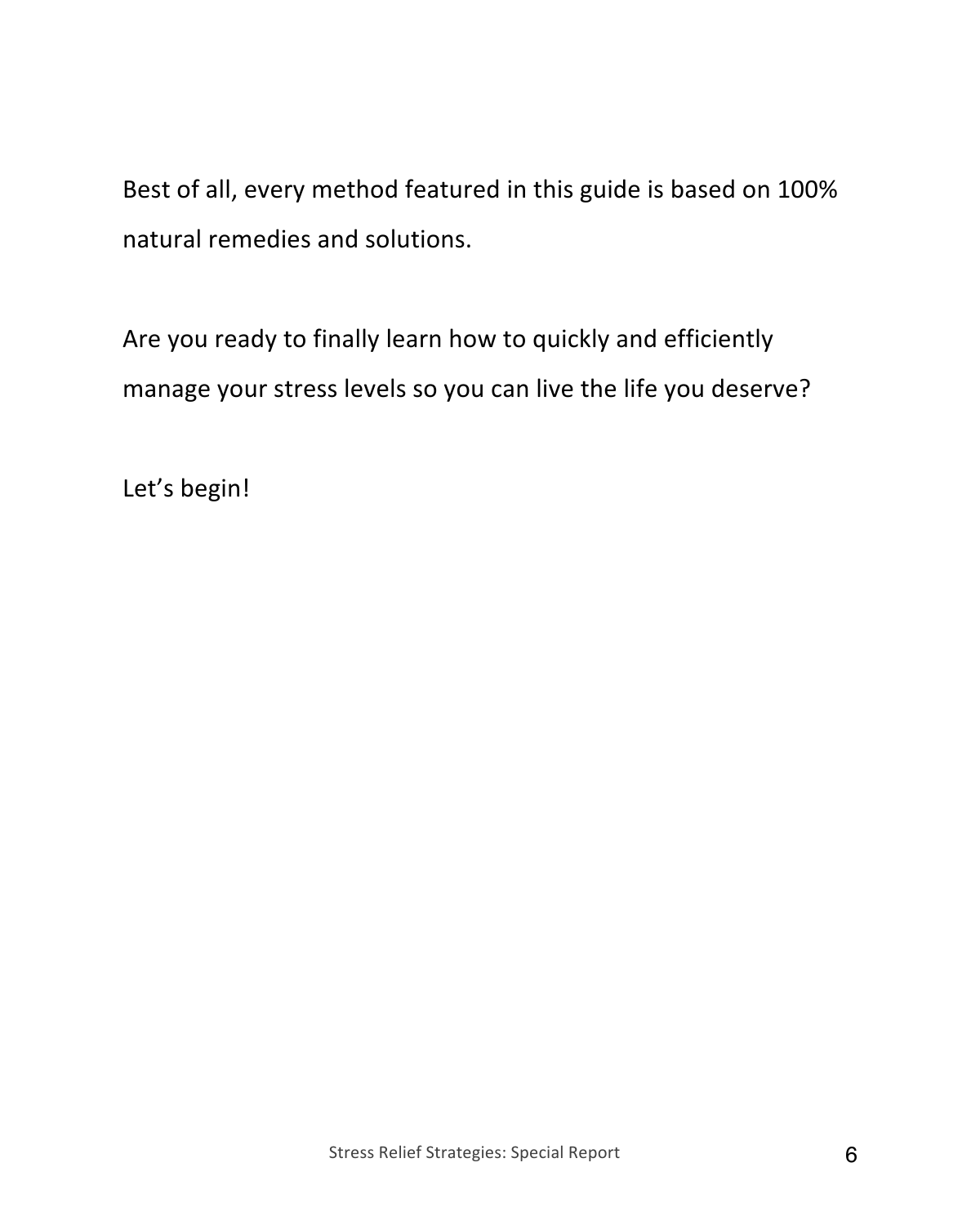Best of all, every method featured in this guide is based on 100% natural remedies and solutions.

Are you ready to finally learn how to quickly and efficiently manage your stress levels so you can live the life you deserve?

Let's begin!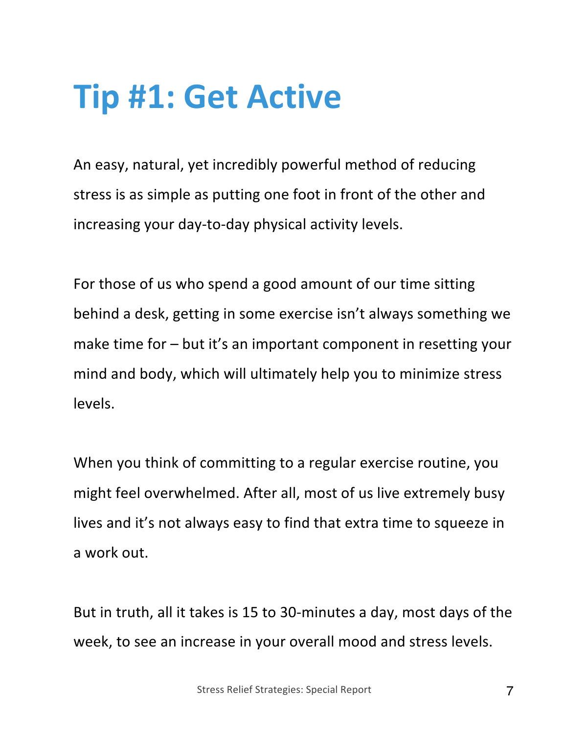# Tip #1: Get Active

An easy, natural, yet incredibly powerful method of reducing stress is as simple as putting one foot in front of the other and increasing your day-to-day physical activity levels.

For those of us who spend a good amount of our time sitting behind a desk, getting in some exercise isn't always something we make time for – but it's an important component in resetting your mind and body, which will ultimately help you to minimize stress levels.

When you think of committing to a regular exercise routine, you might feel overwhelmed. After all, most of us live extremely busy lives and it's not always easy to find that extra time to squeeze in a work out.

But in truth, all it takes is 15 to 30-minutes a day, most days of the week, to see an increase in your overall mood and stress levels.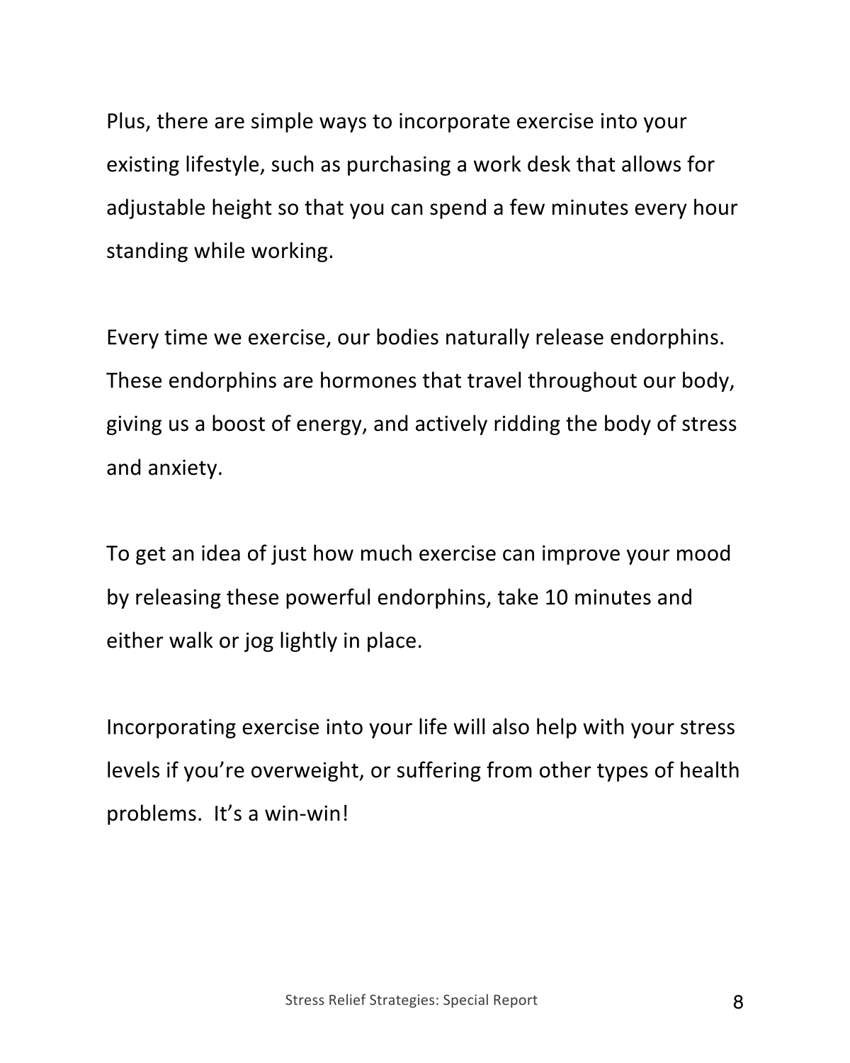Plus, there are simple ways to incorporate exercise into your existing lifestyle, such as purchasing a work desk that allows for adjustable height so that you can spend a few minutes every hour standing while working.

Every time we exercise, our bodies naturally release endorphins. These endorphins are hormones that travel throughout our body, giving us a boost of energy, and actively ridding the body of stress and anxiety.

To get an idea of just how much exercise can improve your mood by releasing these powerful endorphins, take 10 minutes and either walk or jog lightly in place.

Incorporating exercise into your life will also help with your stress levels if you're overweight, or suffering from other types of health problems. It's a win-win!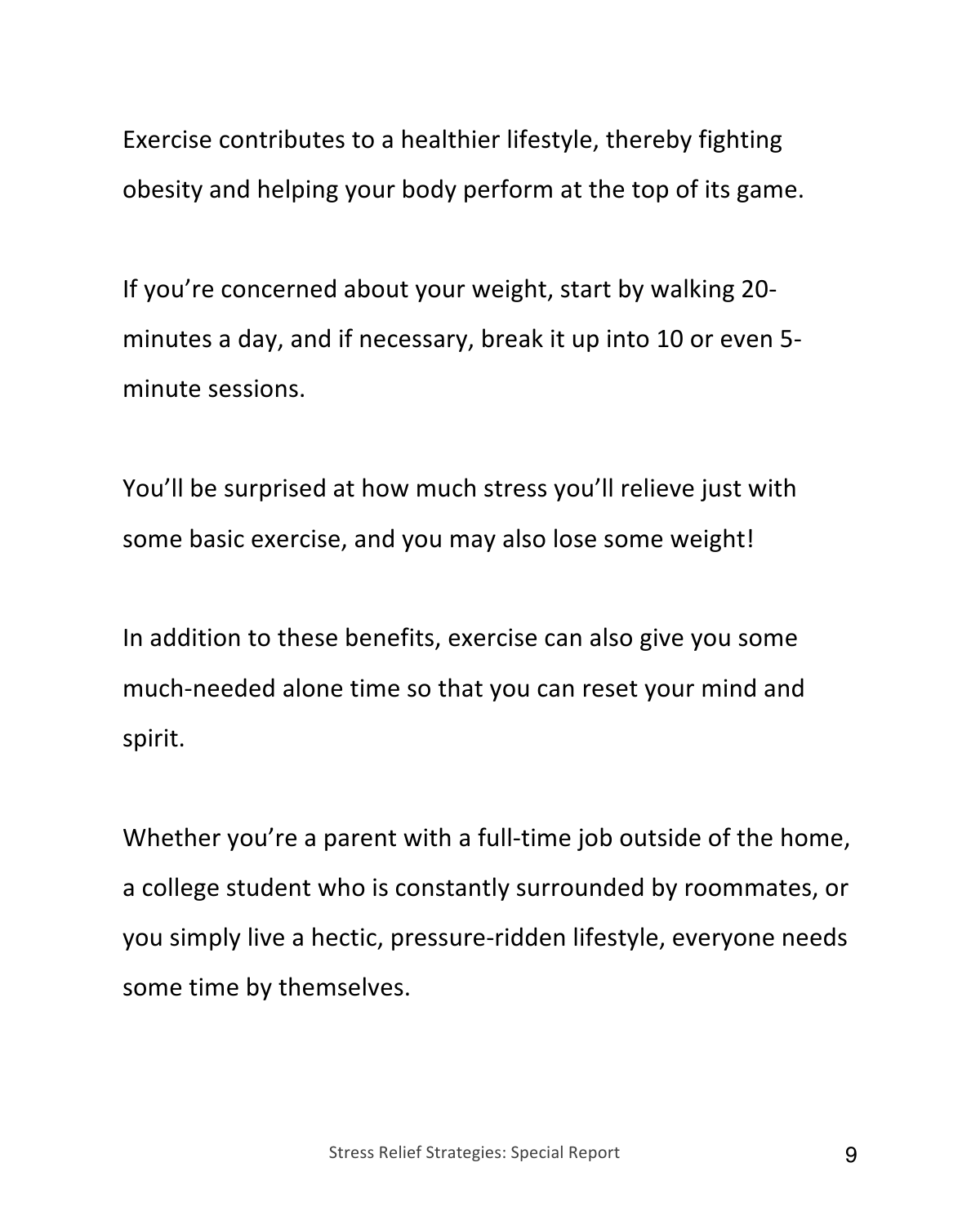Exercise contributes to a healthier lifestyle, thereby fighting obesity and helping your body perform at the top of its game.

If you're concerned about your weight, start by walking 20-minutes a day, and if necessary, break it up into 10 or even 5-minute sessions.

You'll be surprised at how much stress you'll relieve just with some basic exercise, and you may also lose some weight!

In addition to these benefits, exercise can also give you some much-needed alone time so that you can reset your mind and spirit.

Whether you're a parent with a full-time job outside of the home, a college student who is constantly surrounded by roommates, or you simply live a hectic, pressure-ridden lifestyle, everyone needs some time by themselves.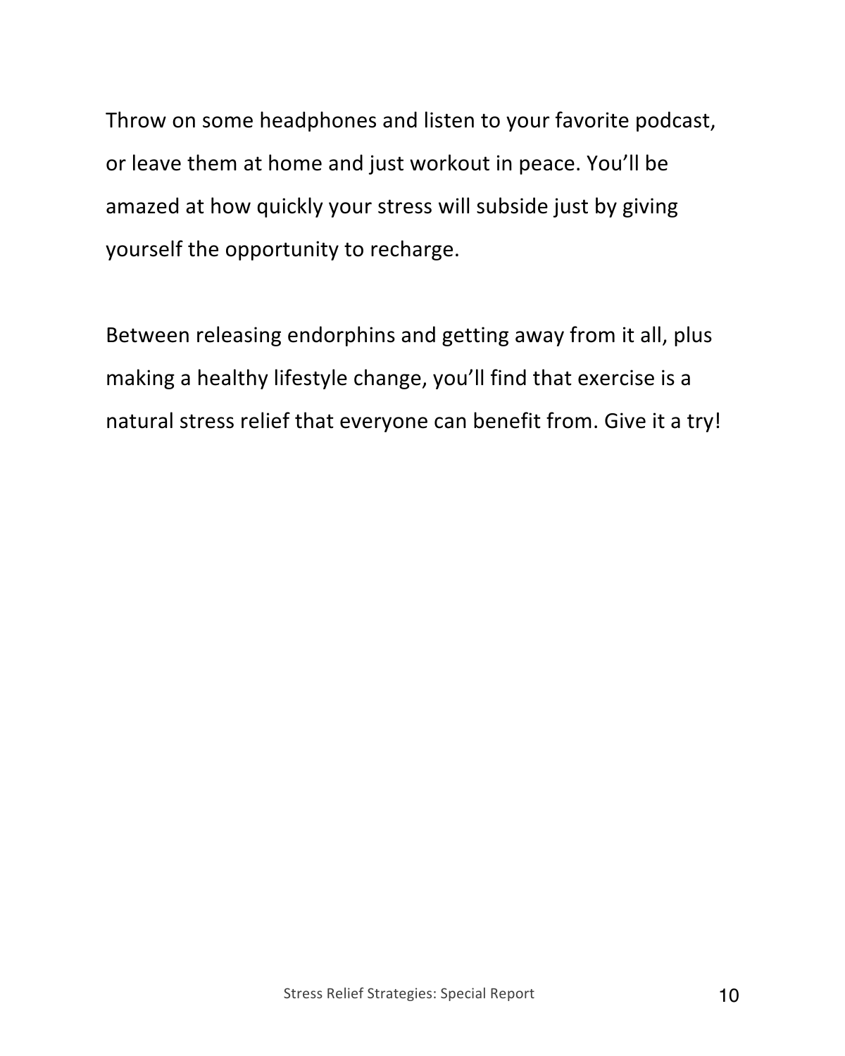Throw on some headphones and listen to your favorite podcast, or leave them at home and just workout in peace. You'll be amazed at how quickly your stress will subside just by giving yourself the opportunity to recharge.

Between releasing endorphins and getting away from it all, plus making a healthy lifestyle change, you'll find that exercise is a natural stress relief that everyone can benefit from. Give it a try!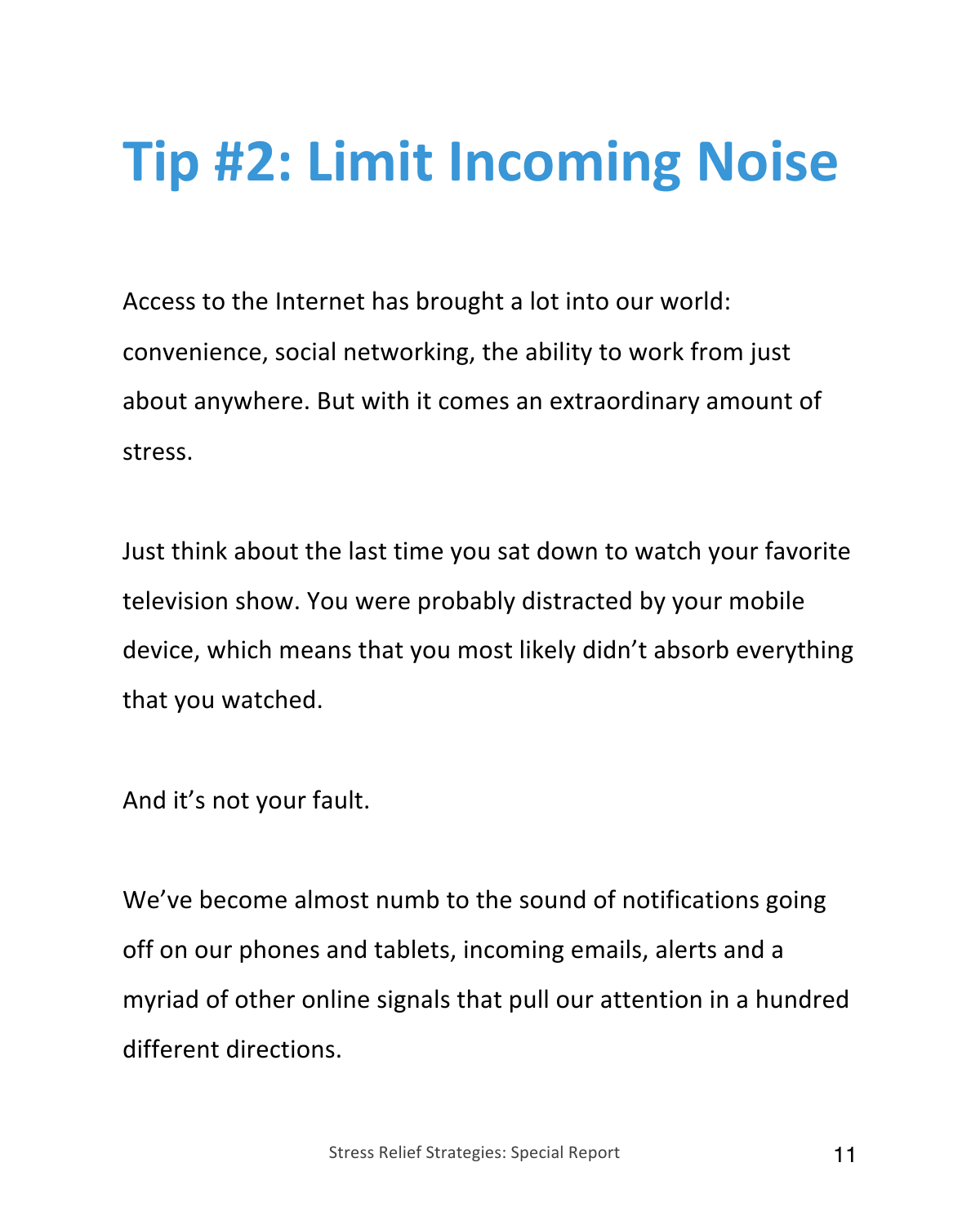# Tip #2: Limit Incoming Noise

Access to the Internet has brought a lot into our world: convenience, social networking, the ability to work from just about anywhere. But with it comes an extraordinary amount of stress.

Just think about the last time you sat down to watch your favorite television show. You were probably distracted by your mobile device, which means that you most likely didn't absorb everything that you watched.

And it's not your fault.

We've become almost numb to the sound of notifications going off on our phones and tablets, incoming emails, alerts and a myriad of other online signals that pull our attention in a hundred different directions.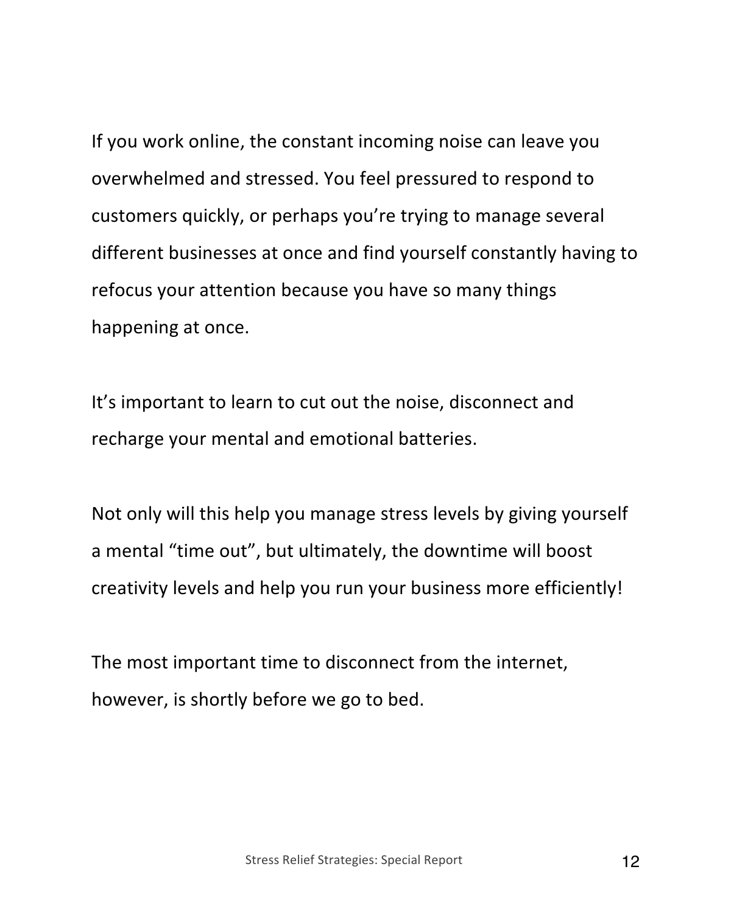If you work online, the constant incoming noise can leave you overwhelmed and stressed. You feel pressured to respond to customers quickly, or perhaps you're trying to manage several different businesses at once and find yourself constantly having to refocus your attention because you have so many things happening at once.

It's important to learn to cut out the noise, disconnect and recharge your mental and emotional batteries.

Not only will this help you manage stress levels by giving yourself a mental "time out", but ultimately, the downtime will boost creativity levels and help you run your business more efficiently!

The most important time to disconnect from the internet, however, is shortly before we go to bed.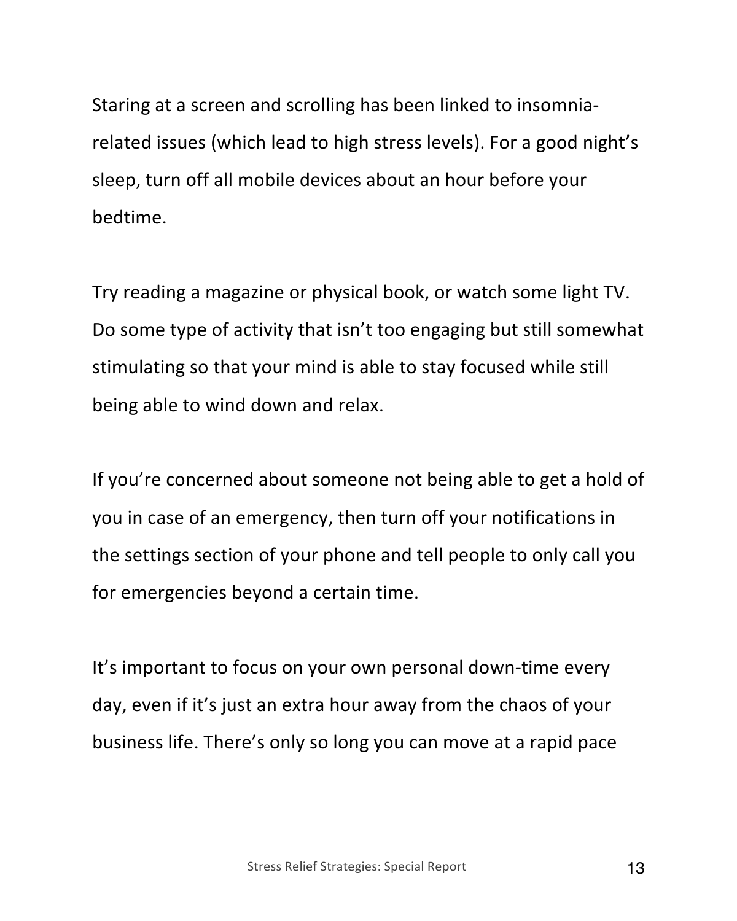Staring at a screen and scrolling has been linked to insomnia-related issues (which lead to high stress levels). For a good night's sleep, turn off all mobile devices about an hour before your bedtime.

Try reading a magazine or physical book, or watch some light TV. Do some type of activity that isn't too engaging but still somewhat stimulating so that your mind is able to stay focused while still being able to wind down and relax.

If you're concerned about someone not being able to get a hold of you in case of an emergency, then turn off your notifications in the settings section of your phone and tell people to only call you for emergencies beyond a certain time.

It's important to focus on your own personal down-time every day, even if it's just an extra hour away from the chaos of your business life. There's only so long you can move at a rapid pace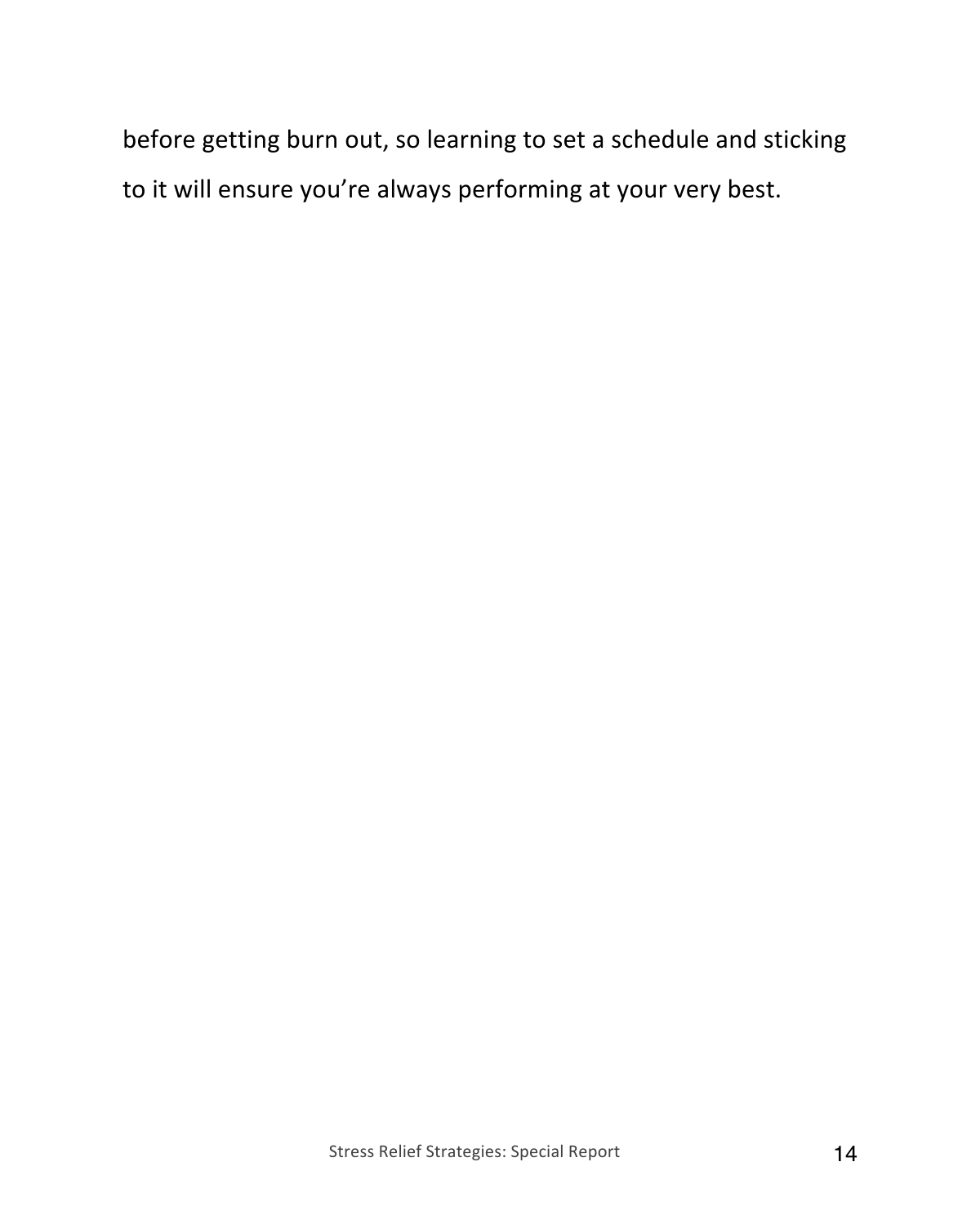before getting burn out, so learning to set a schedule and sticking to it will ensure you're always performing at your very best.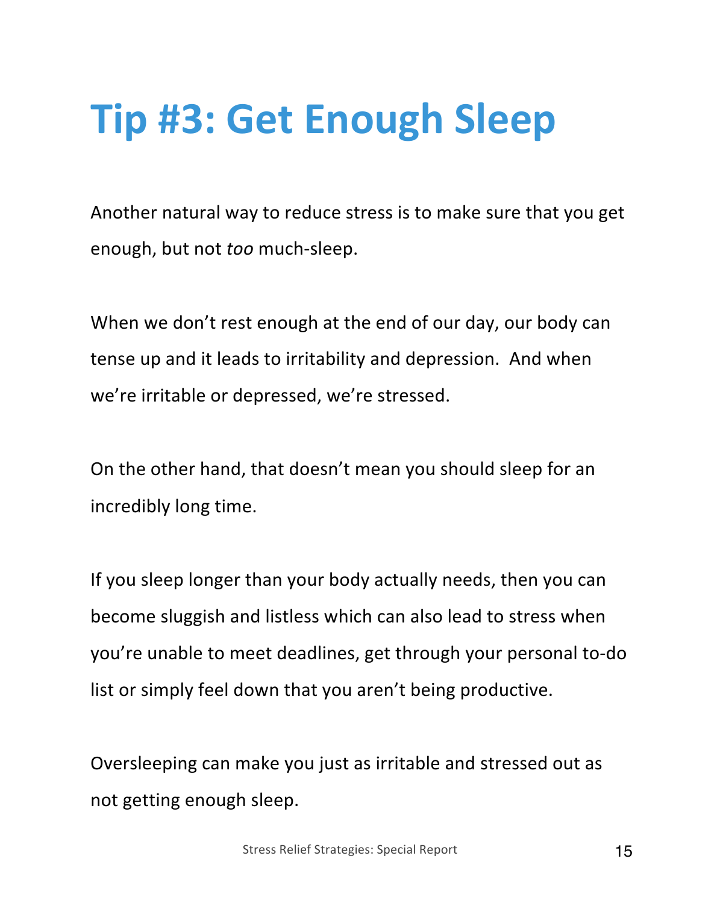# Tip #3: Get Enough Sleep

Another natural way to reduce stress is to make sure that you get enough, but not *too* much-sleep.

When we don't rest enough at the end of our day, our body can tense up and it leads to irritability and depression. And when we're irritable or depressed, we're stressed.

On the other hand, that doesn't mean you should sleep for an incredibly long time.

If you sleep longer than your body actually needs, then you can become sluggish and listless which can also lead to stress when you're unable to meet deadlines, get through your personal to-do list or simply feel down that you aren't being productive.

Oversleeping can make you just as irritable and stressed out as not getting enough sleep.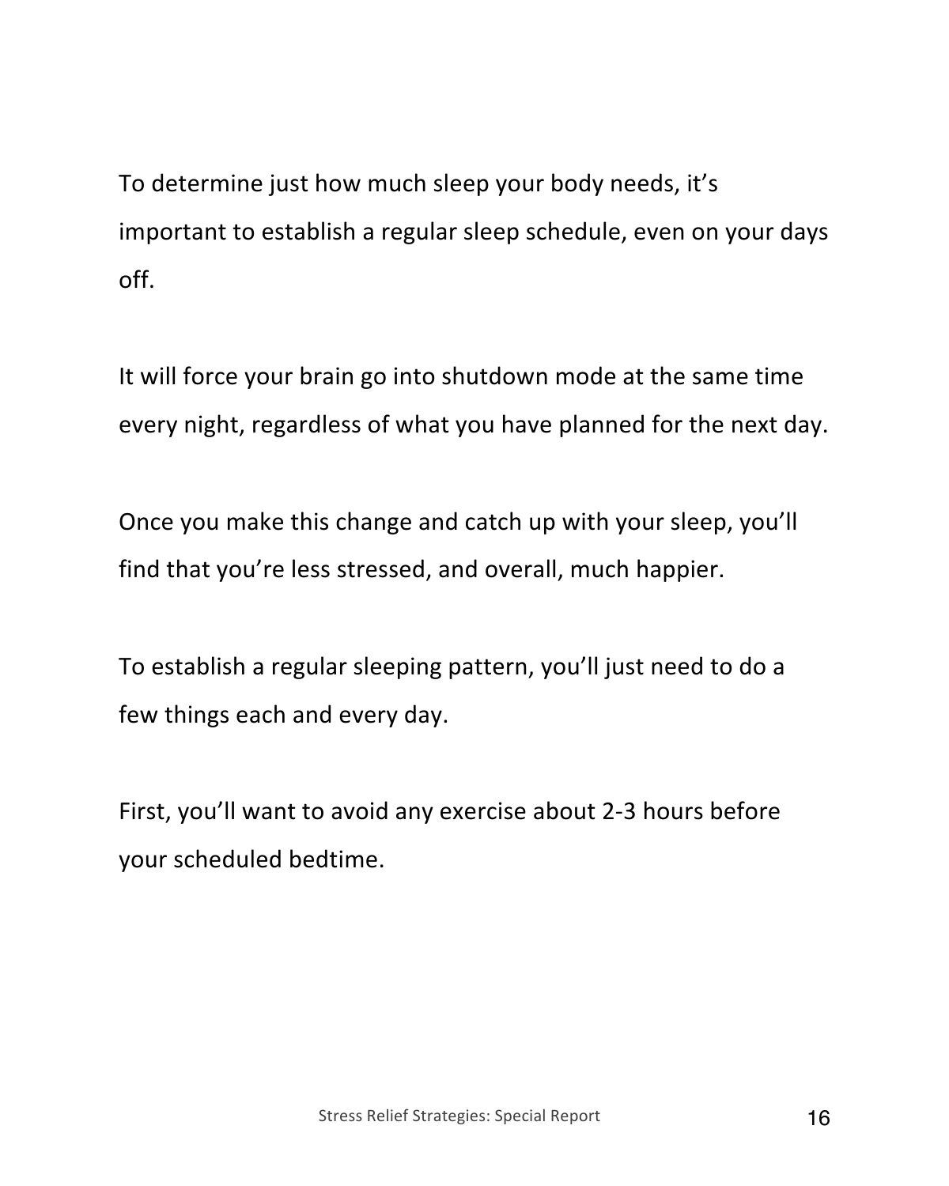To determine just how much sleep your body needs, it's important to establish a regular sleep schedule, even on your days off.

It will force your brain go into shutdown mode at the same time every night, regardless of what you have planned for the next day.

Once you make this change and catch up with your sleep, you'll find that you're less stressed, and overall, much happier.

To establish a regular sleeping pattern, you'll just need to do a few things each and every day.

First, you'll want to avoid any exercise about 2-3 hours before your scheduled bedtime.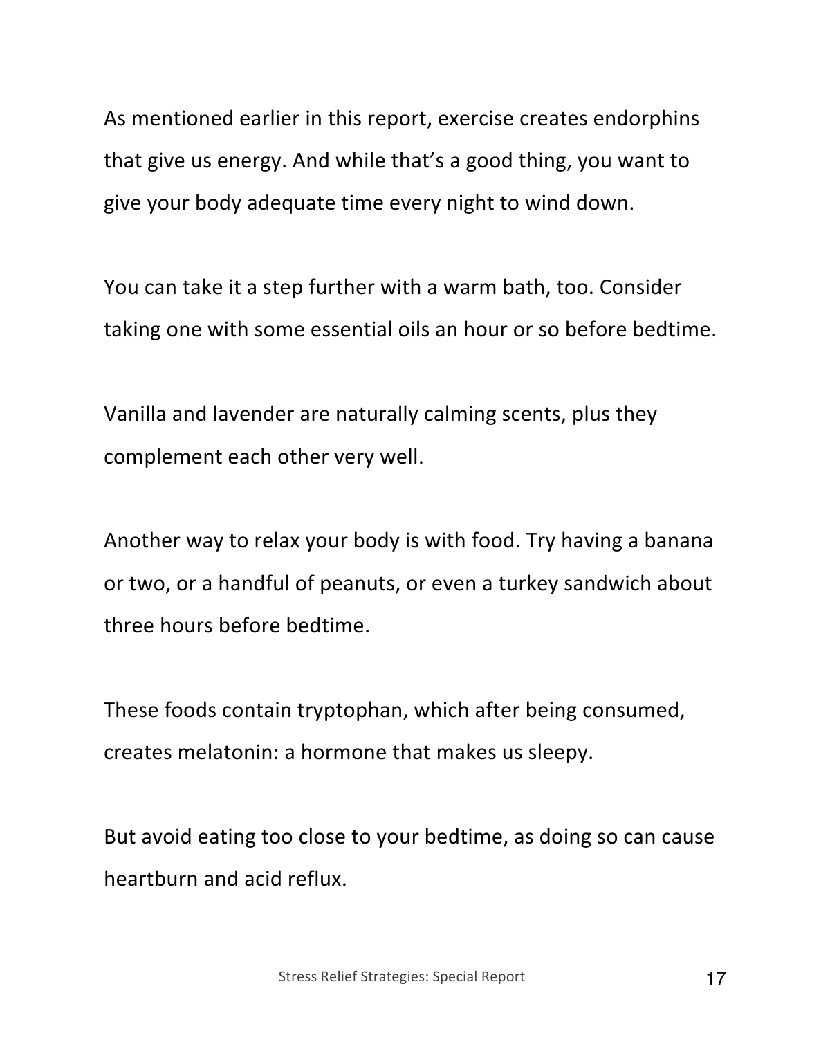As mentioned earlier in this report, exercise creates endorphins that give us energy. And while that's a good thing, you want to give your body adequate time every night to wind down.

You can take it a step further with a warm bath, too. Consider taking one with some essential oils an hour or so before bedtime.

Vanilla and lavender are naturally calming scents, plus they complement each other very well.

Another way to relax your body is with food. Try having a banana or two, or a handful of peanuts, or even a turkey sandwich about three hours before bedtime.

These foods contain tryptophan, which after being consumed, creates melatonin: a hormone that makes us sleepy.

But avoid eating too close to your bedtime, as doing so can cause heartburn and acid reflux.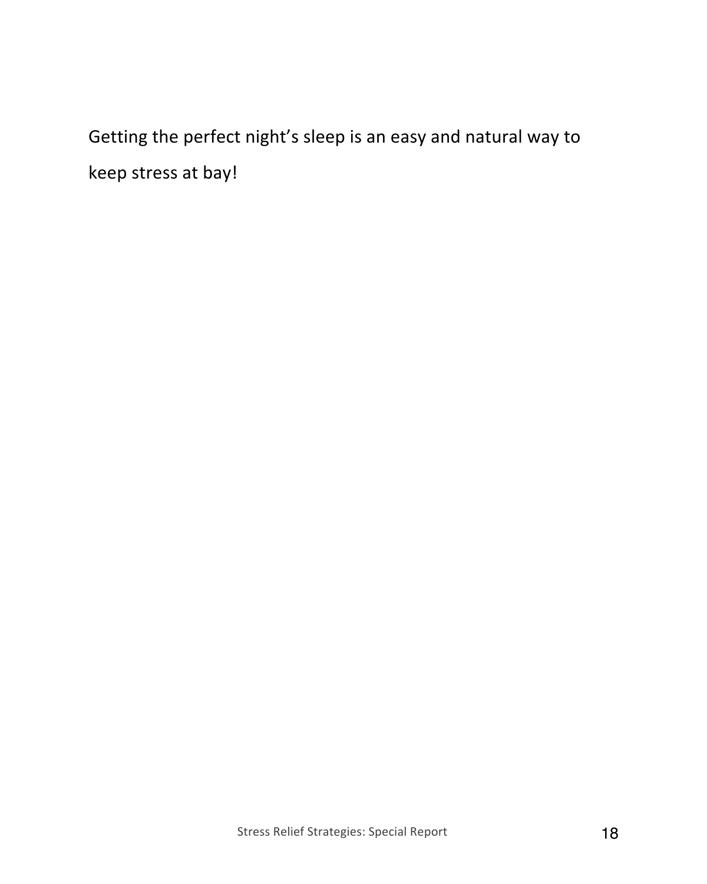Getting the perfect night's sleep is an easy and natural way to keep stress at bay!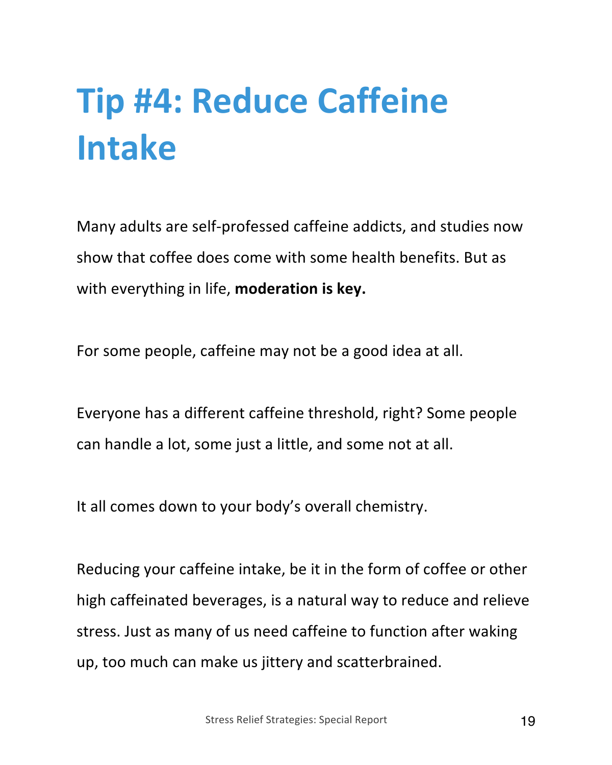# Tip #4: Reduce Caffeine Intake

Many adults are self-professed caffeine addicts, and studies now show that coffee does come with some health benefits. But as with everything in life, **moderation is key.**

For some people, caffeine may not be a good idea at all.

Everyone has a different caffeine threshold, right? Some people can handle a lot, some just a little, and some not at all.

It all comes down to your body's overall chemistry.

Reducing your caffeine intake, be it in the form of coffee or other high caffeinated beverages, is a natural way to reduce and relieve stress. Just as many of us need caffeine to function after waking up, too much can make us jittery and scatterbrained.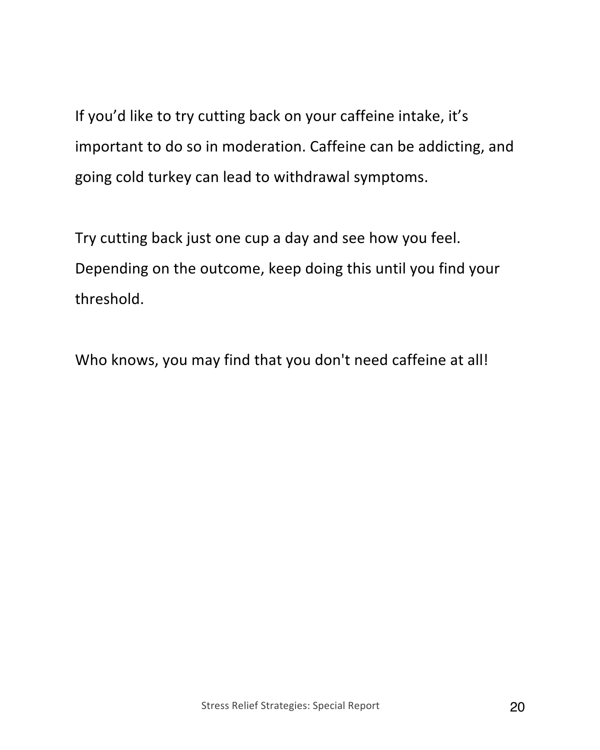If you'd like to try cutting back on your caffeine intake, it's important to do so in moderation. Caffeine can be addicting, and going cold turkey can lead to withdrawal symptoms.

Try cutting back just one cup a day and see how you feel. Depending on the outcome, keep doing this until you find your threshold.

Who knows, you may find that you don't need caffeine at all!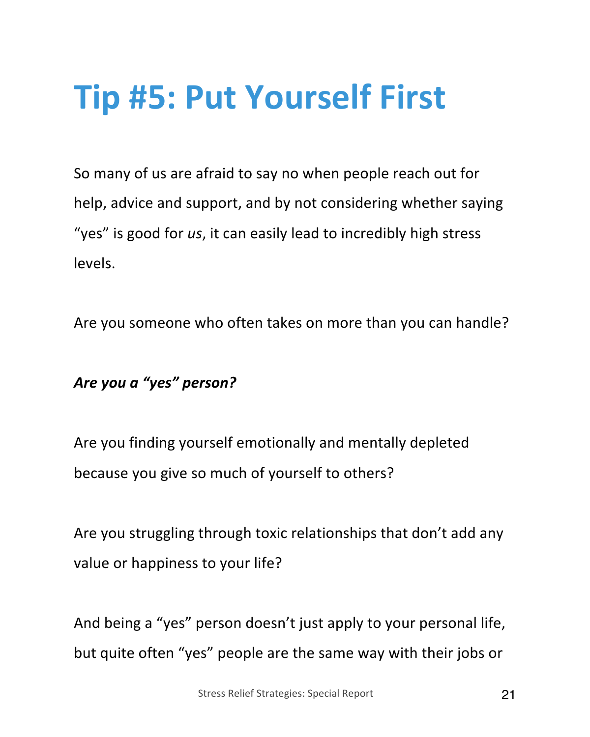# Tip #5: Put Yourself First

So many of us are afraid to say no when people reach out for help, advice and support, and by not considering whether saying "yes" is good for *us*, it can easily lead to incredibly high stress levels.

Are you someone who often takes on more than you can handle?

***Are you a "yes" person?***

Are you finding yourself emotionally and mentally depleted because you give so much of yourself to others?

Are you struggling through toxic relationships that don't add any value or happiness to your life?

And being a "yes" person doesn't just apply to your personal life, but quite often "yes" people are the same way with their jobs or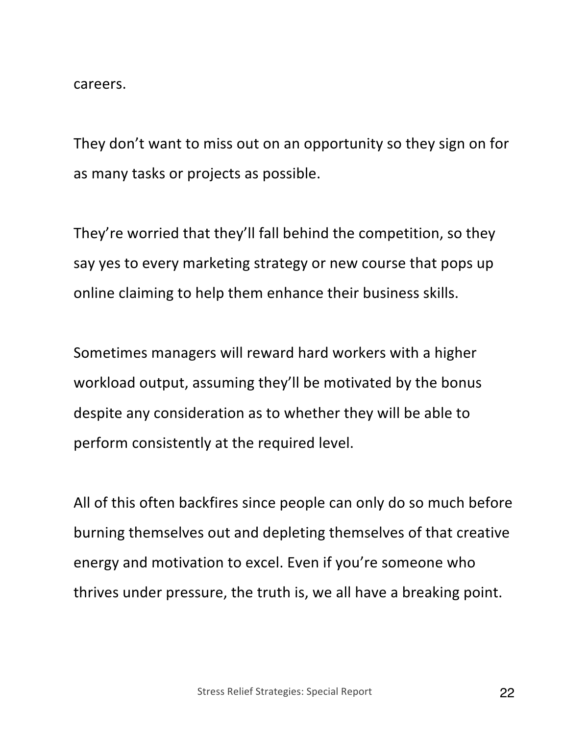careers.

They don’t want to miss out on an opportunity so they sign on for as many tasks or projects as possible.

They’re worried that they’ll fall behind the competition, so they say yes to every marketing strategy or new course that pops up online claiming to help them enhance their business skills.

Sometimes managers will reward hard workers with a higher workload output, assuming they’ll be motivated by the bonus despite any consideration as to whether they will be able to perform consistently at the required level.

All of this often backfires since people can only do so much before burning themselves out and depleting themselves of that creative energy and motivation to excel. Even if you’re someone who thrives under pressure, the truth is, we all have a breaking point.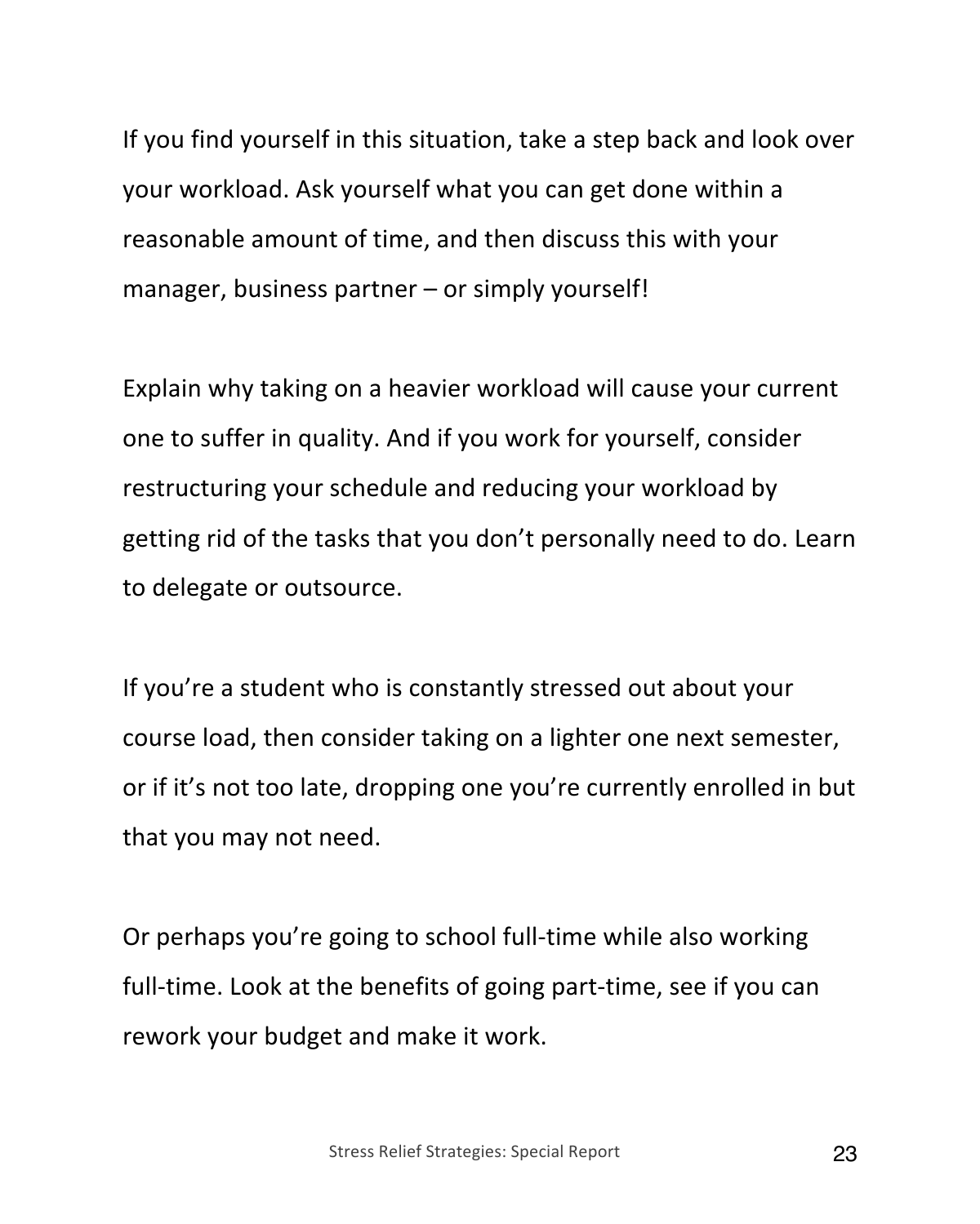If you find yourself in this situation, take a step back and look over your workload. Ask yourself what you can get done within a reasonable amount of time, and then discuss this with your manager, business partner – or simply yourself!

Explain why taking on a heavier workload will cause your current one to suffer in quality. And if you work for yourself, consider restructuring your schedule and reducing your workload by getting rid of the tasks that you don't personally need to do. Learn to delegate or outsource.

If you're a student who is constantly stressed out about your course load, then consider taking on a lighter one next semester, or if it's not too late, dropping one you're currently enrolled in but that you may not need.

Or perhaps you're going to school full-time while also working full-time. Look at the benefits of going part-time, see if you can rework your budget and make it work.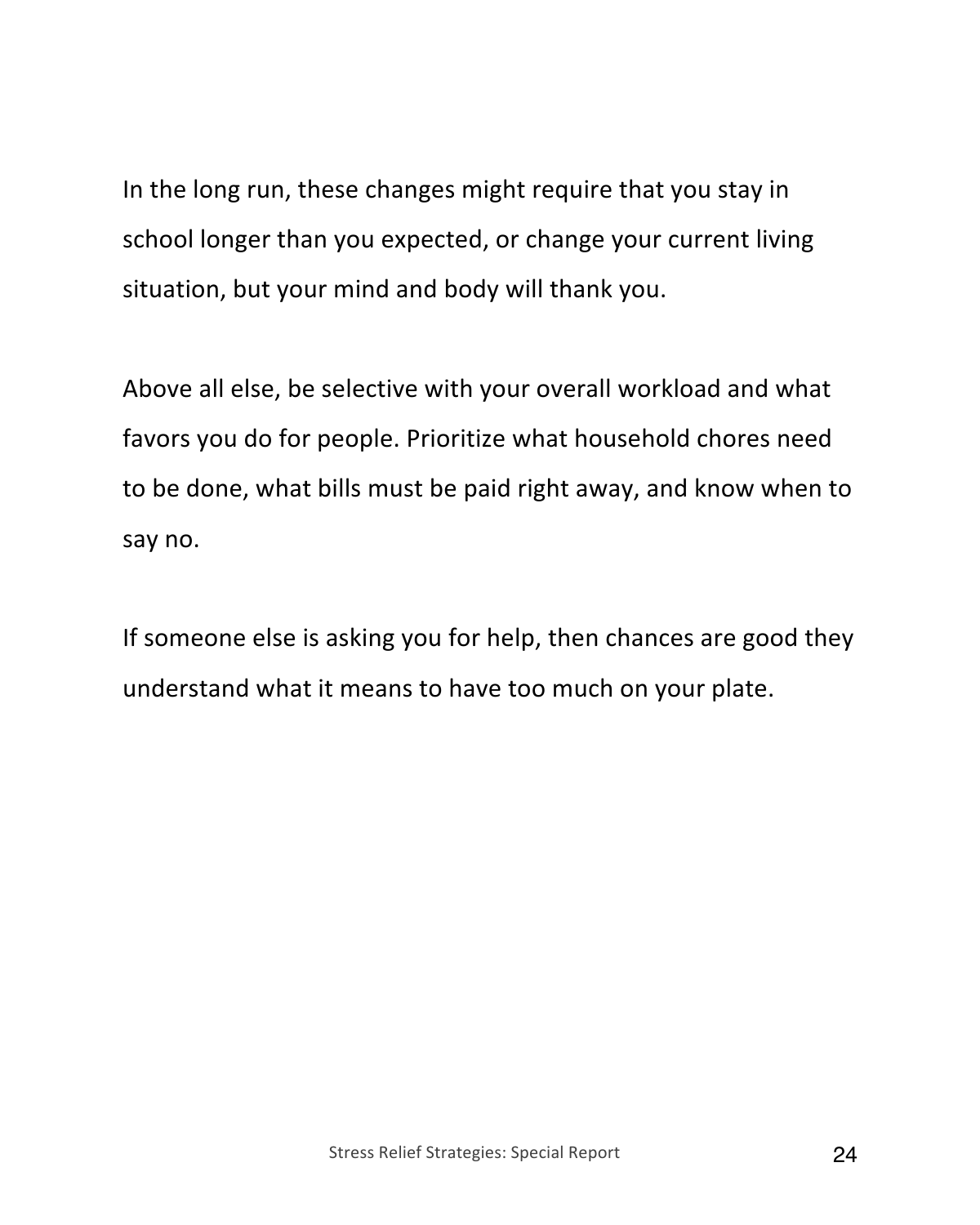In the long run, these changes might require that you stay in school longer than you expected, or change your current living situation, but your mind and body will thank you.

Above all else, be selective with your overall workload and what favors you do for people. Prioritize what household chores need to be done, what bills must be paid right away, and know when to say no.

If someone else is asking you for help, then chances are good they understand what it means to have too much on your plate.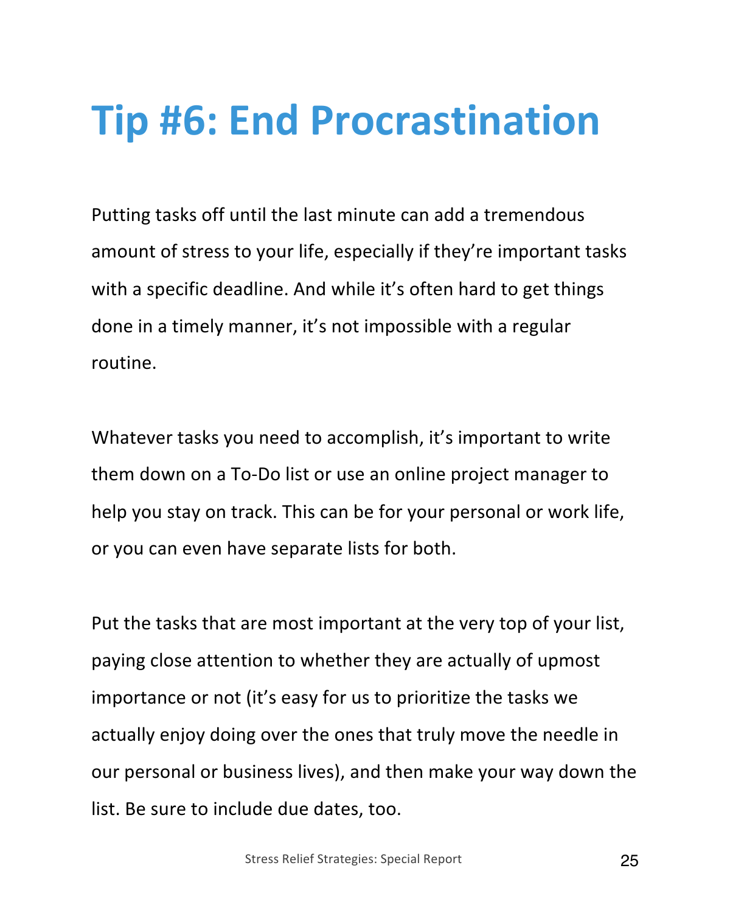# Tip #6: End Procrastination

Putting tasks off until the last minute can add a tremendous amount of stress to your life, especially if they're important tasks with a specific deadline. And while it's often hard to get things done in a timely manner, it's not impossible with a regular routine.

Whatever tasks you need to accomplish, it's important to write them down on a To-Do list or use an online project manager to help you stay on track. This can be for your personal or work life, or you can even have separate lists for both.

Put the tasks that are most important at the very top of your list, paying close attention to whether they are actually of upmost importance or not (it's easy for us to prioritize the tasks we actually enjoy doing over the ones that truly move the needle in our personal or business lives), and then make your way down the list. Be sure to include due dates, too.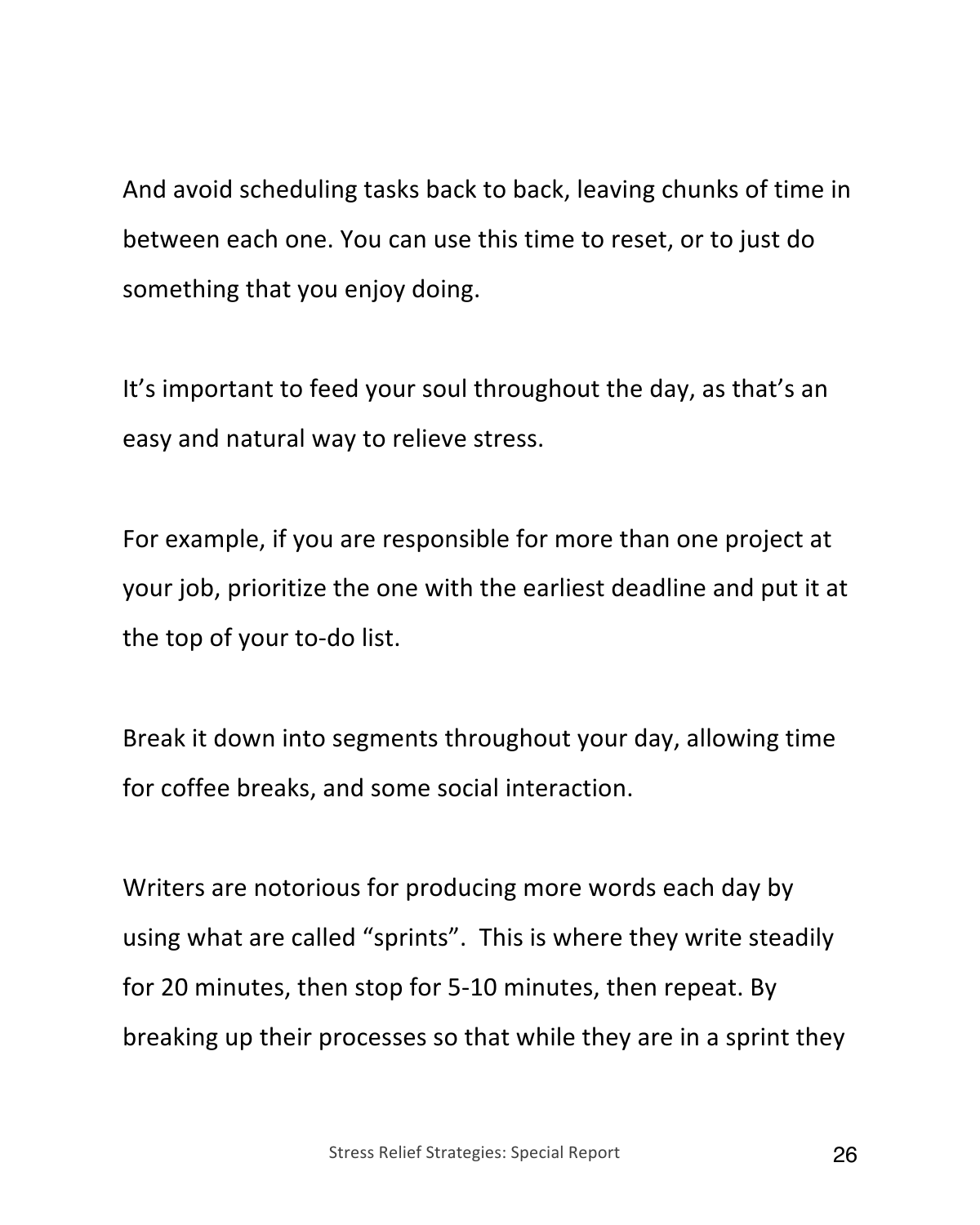And avoid scheduling tasks back to back, leaving chunks of time in between each one. You can use this time to reset, or to just do something that you enjoy doing.

It's important to feed your soul throughout the day, as that's an easy and natural way to relieve stress.

For example, if you are responsible for more than one project at your job, prioritize the one with the earliest deadline and put it at the top of your to-do list.

Break it down into segments throughout your day, allowing time for coffee breaks, and some social interaction.

Writers are notorious for producing more words each day by using what are called "sprints". This is where they write steadily for 20 minutes, then stop for 5-10 minutes, then repeat. By breaking up their processes so that while they are in a sprint they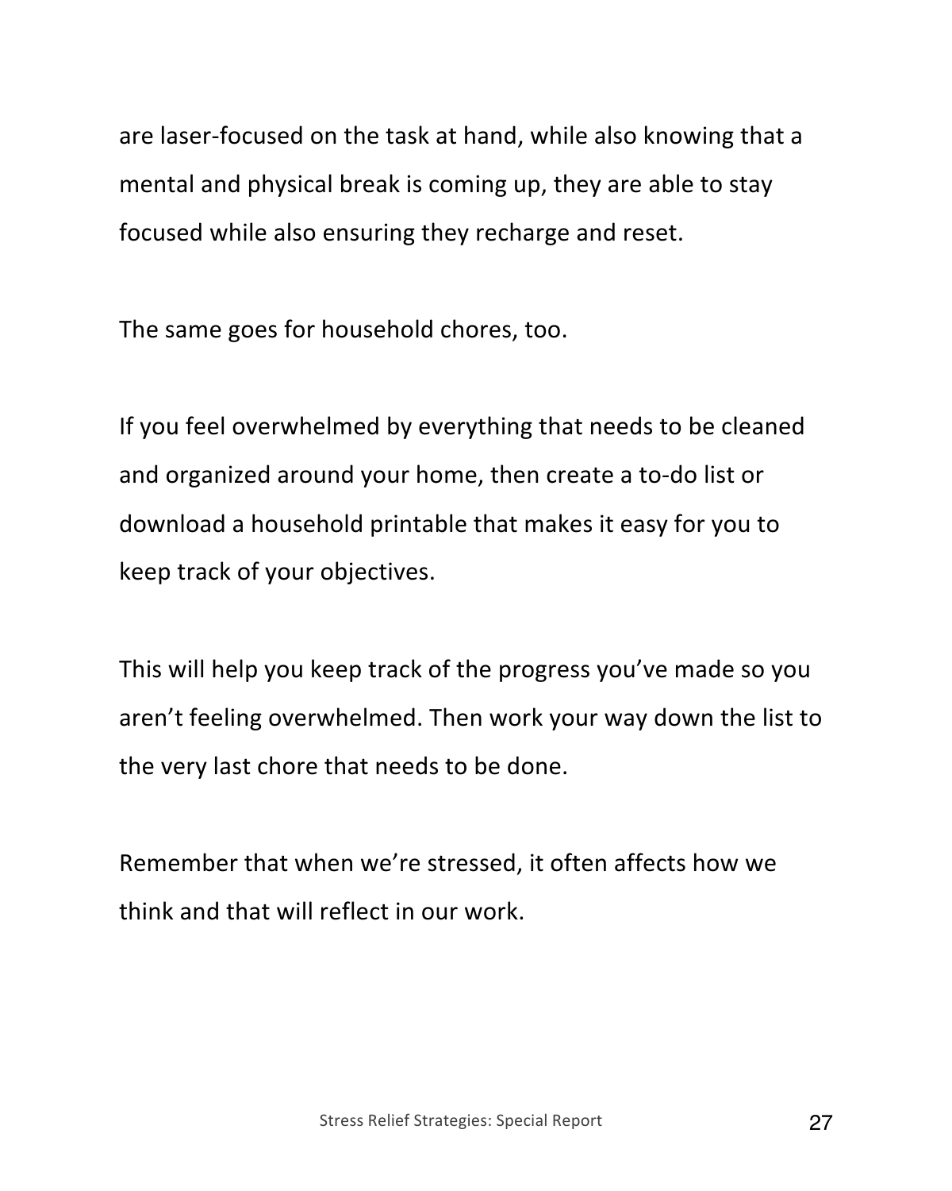are laser-focused on the task at hand, while also knowing that a mental and physical break is coming up, they are able to stay focused while also ensuring they recharge and reset.

The same goes for household chores, too.

If you feel overwhelmed by everything that needs to be cleaned and organized around your home, then create a to-do list or download a household printable that makes it easy for you to keep track of your objectives.

This will help you keep track of the progress you've made so you aren't feeling overwhelmed. Then work your way down the list to the very last chore that needs to be done.

Remember that when we're stressed, it often affects how we think and that will reflect in our work.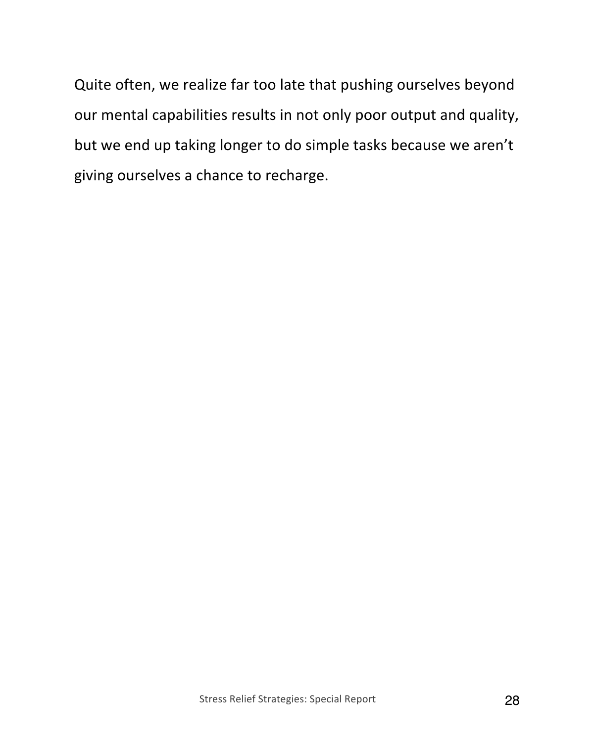Quite often, we realize far too late that pushing ourselves beyond our mental capabilities results in not only poor output and quality, but we end up taking longer to do simple tasks because we aren't giving ourselves a chance to recharge.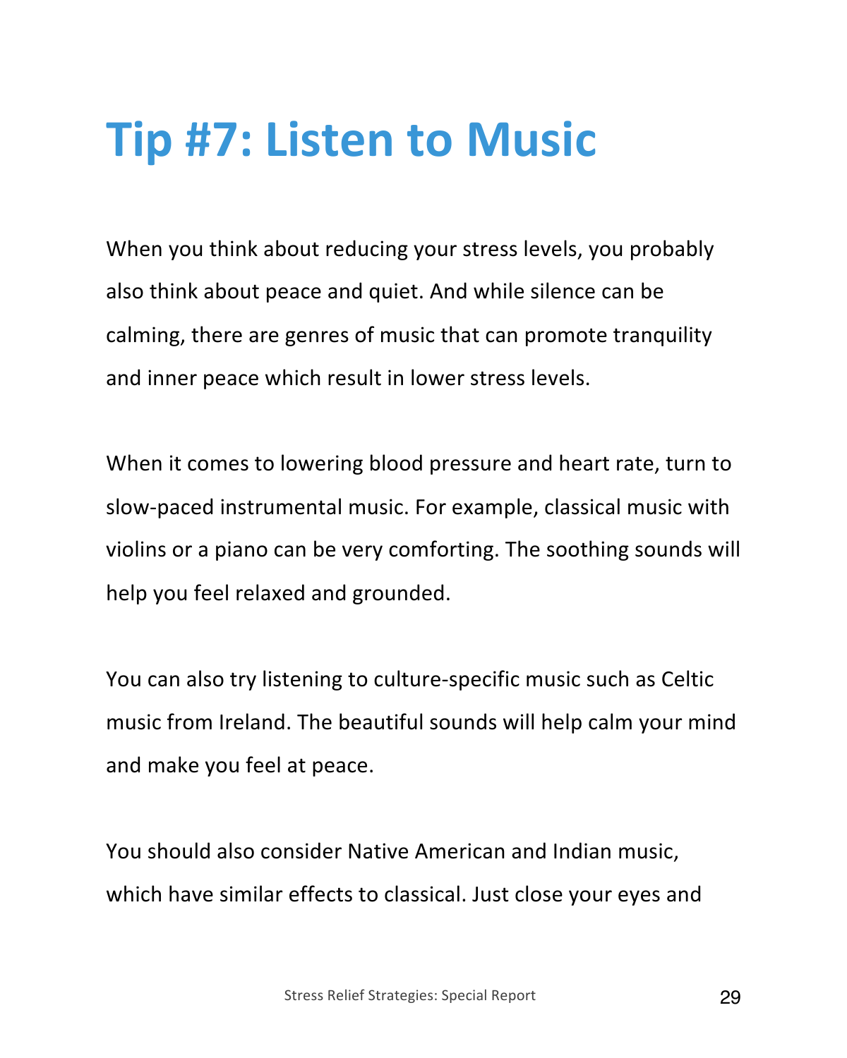# Tip #7: Listen to Music

When you think about reducing your stress levels, you probably also think about peace and quiet. And while silence can be calming, there are genres of music that can promote tranquility and inner peace which result in lower stress levels.

When it comes to lowering blood pressure and heart rate, turn to slow-paced instrumental music. For example, classical music with violins or a piano can be very comforting. The soothing sounds will help you feel relaxed and grounded.

You can also try listening to culture-specific music such as Celtic music from Ireland. The beautiful sounds will help calm your mind and make you feel at peace.

You should also consider Native American and Indian music, which have similar effects to classical. Just close your eyes and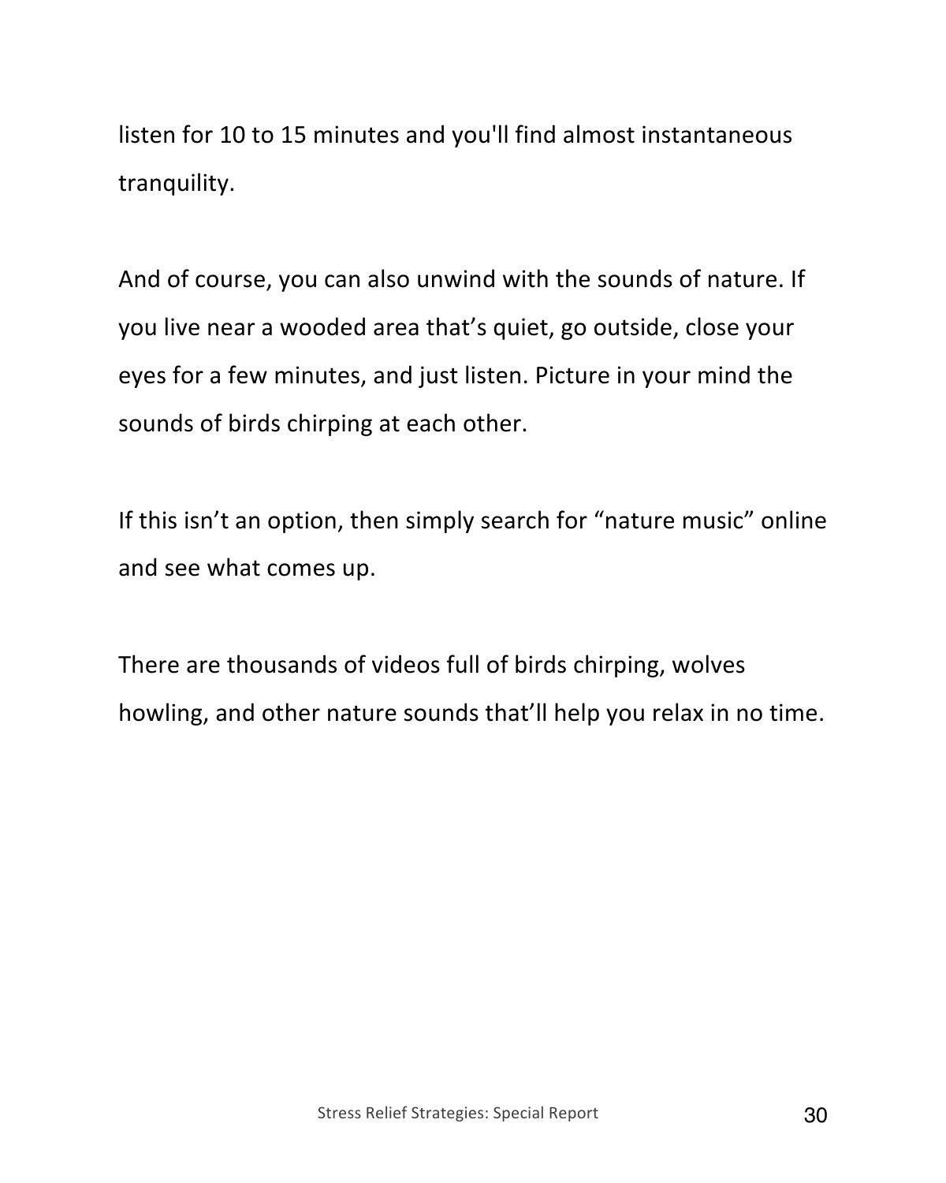listen for 10 to 15 minutes and you'll find almost instantaneous tranquility.

And of course, you can also unwind with the sounds of nature. If you live near a wooded area that's quiet, go outside, close your eyes for a few minutes, and just listen. Picture in your mind the sounds of birds chirping at each other.

If this isn't an option, then simply search for "nature music" online and see what comes up.

There are thousands of videos full of birds chirping, wolves howling, and other nature sounds that'll help you relax in no time.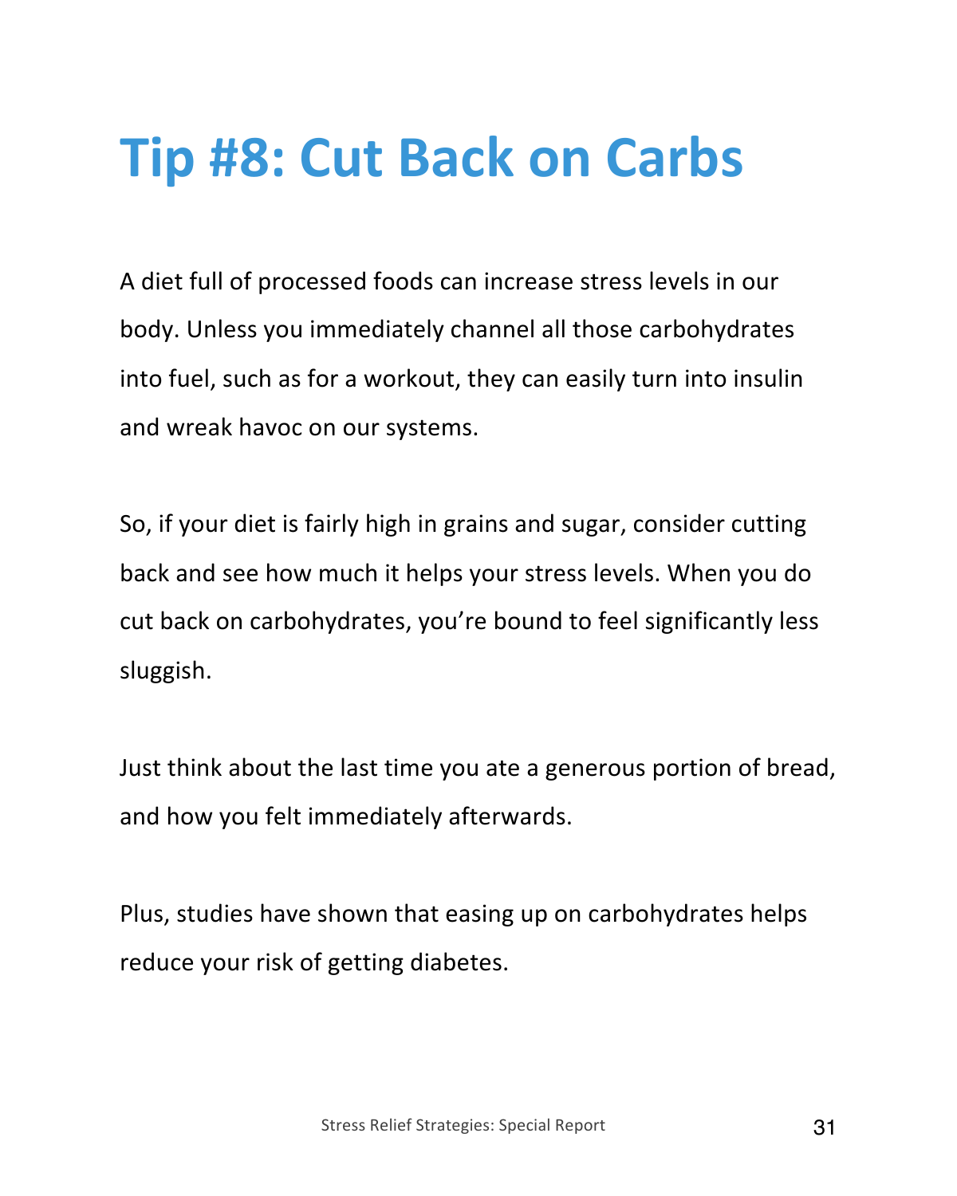# Tip #8: Cut Back on Carbs

A diet full of processed foods can increase stress levels in our body. Unless you immediately channel all those carbohydrates into fuel, such as for a workout, they can easily turn into insulin and wreak havoc on our systems.

So, if your diet is fairly high in grains and sugar, consider cutting back and see how much it helps your stress levels. When you do cut back on carbohydrates, you're bound to feel significantly less sluggish.

Just think about the last time you ate a generous portion of bread, and how you felt immediately afterwards.

Plus, studies have shown that easing up on carbohydrates helps reduce your risk of getting diabetes.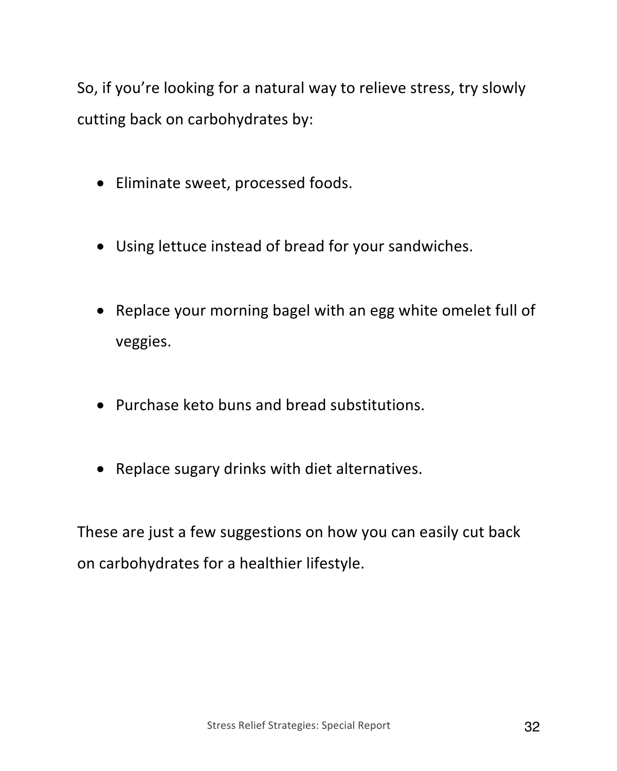So, if you're looking for a natural way to relieve stress, try slowly cutting back on carbohydrates by:

- Eliminate sweet, processed foods.
- Using lettuce instead of bread for your sandwiches.
- Replace your morning bagel with an egg white omelet full of veggies.
- Purchase keto buns and bread substitutions.
- Replace sugary drinks with diet alternatives.

These are just a few suggestions on how you can easily cut back on carbohydrates for a healthier lifestyle.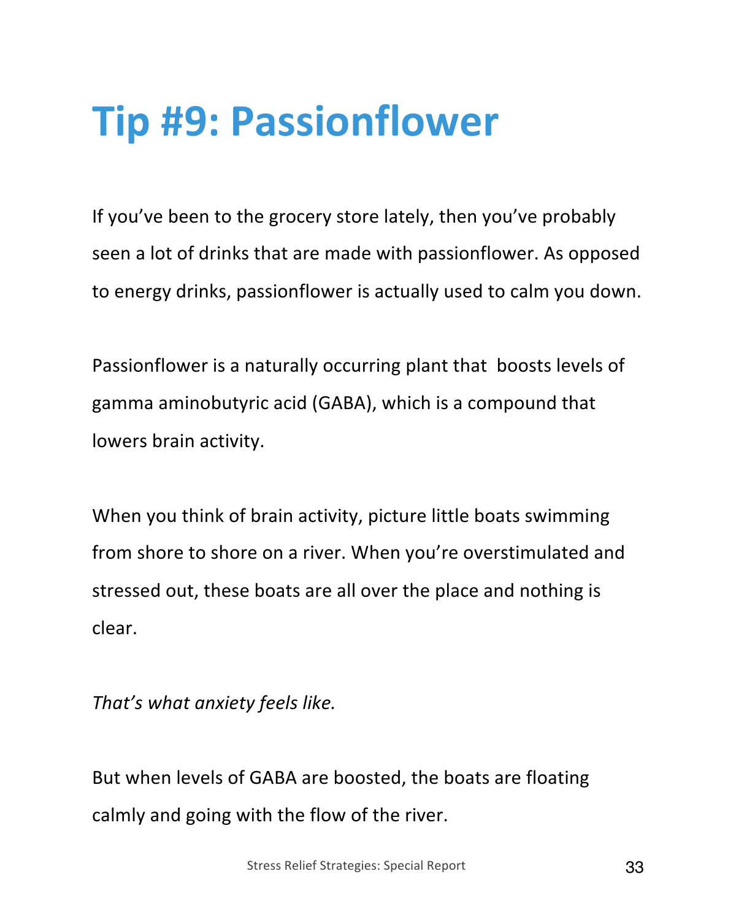# Tip #9: Passionflower

If you've been to the grocery store lately, then you've probably seen a lot of drinks that are made with passionflower. As opposed to energy drinks, passionflower is actually used to calm you down.

Passionflower is a naturally occurring plant that boosts levels of gamma aminobutyric acid (GABA), which is a compound that lowers brain activity.

When you think of brain activity, picture little boats swimming from shore to shore on a river. When you're overstimulated and stressed out, these boats are all over the place and nothing is clear.

*That's what anxiety feels like.*

But when levels of GABA are boosted, the boats are floating calmly and going with the flow of the river.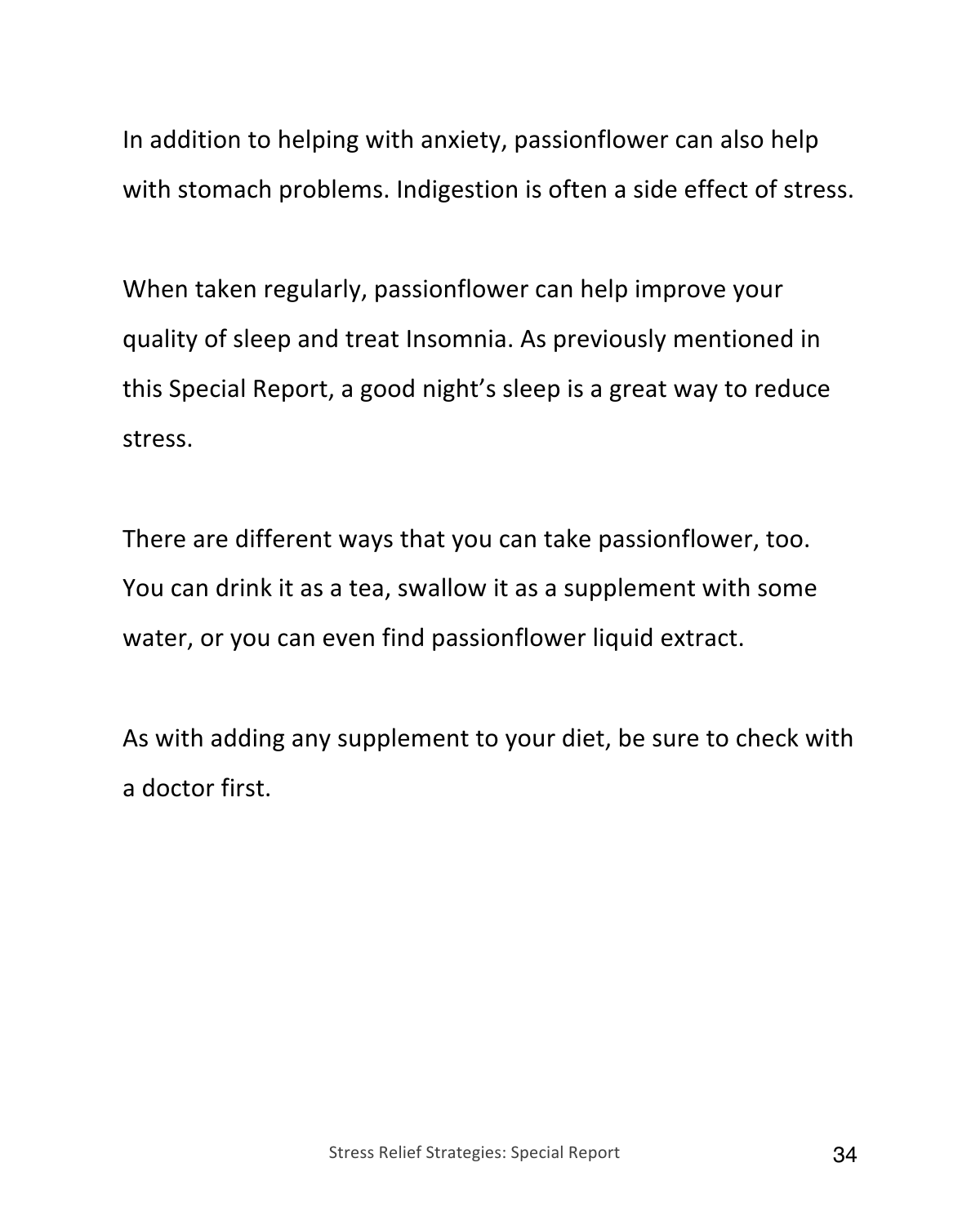In addition to helping with anxiety, passionflower can also help with stomach problems. Indigestion is often a side effect of stress.

When taken regularly, passionflower can help improve your quality of sleep and treat Insomnia. As previously mentioned in this Special Report, a good night's sleep is a great way to reduce stress.

There are different ways that you can take passionflower, too. You can drink it as a tea, swallow it as a supplement with some water, or you can even find passionflower liquid extract.

As with adding any supplement to your diet, be sure to check with a doctor first.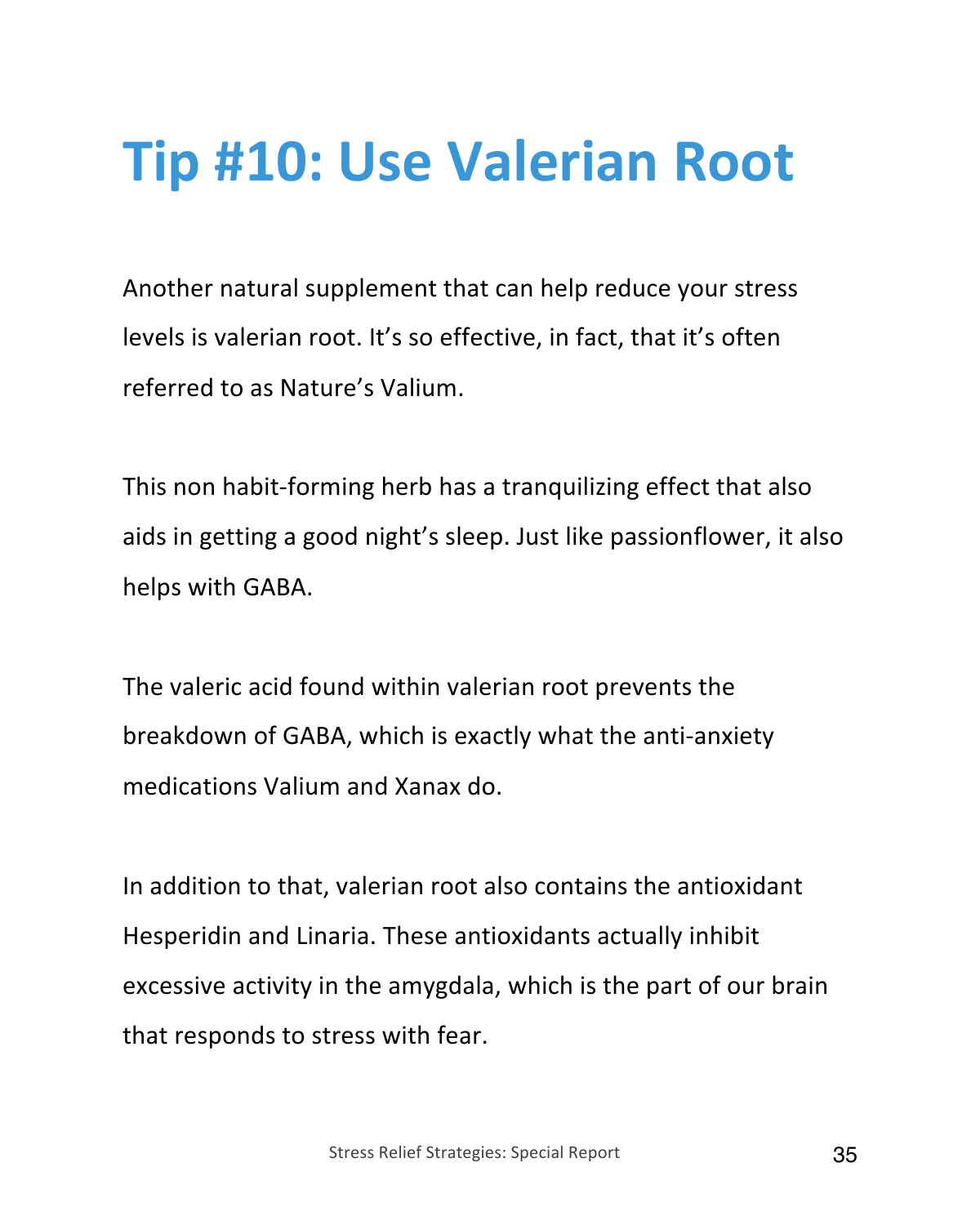# Tip #10: Use Valerian Root

Another natural supplement that can help reduce your stress levels is valerian root. It's so effective, in fact, that it's often referred to as Nature's Valium.

This non habit-forming herb has a tranquilizing effect that also aids in getting a good night's sleep. Just like passionflower, it also helps with GABA.

The valeric acid found within valerian root prevents the breakdown of GABA, which is exactly what the anti-anxiety medications Valium and Xanax do.

In addition to that, valerian root also contains the antioxidant Hesperidin and Linaria. These antioxidants actually inhibit excessive activity in the amygdala, which is the part of our brain that responds to stress with fear.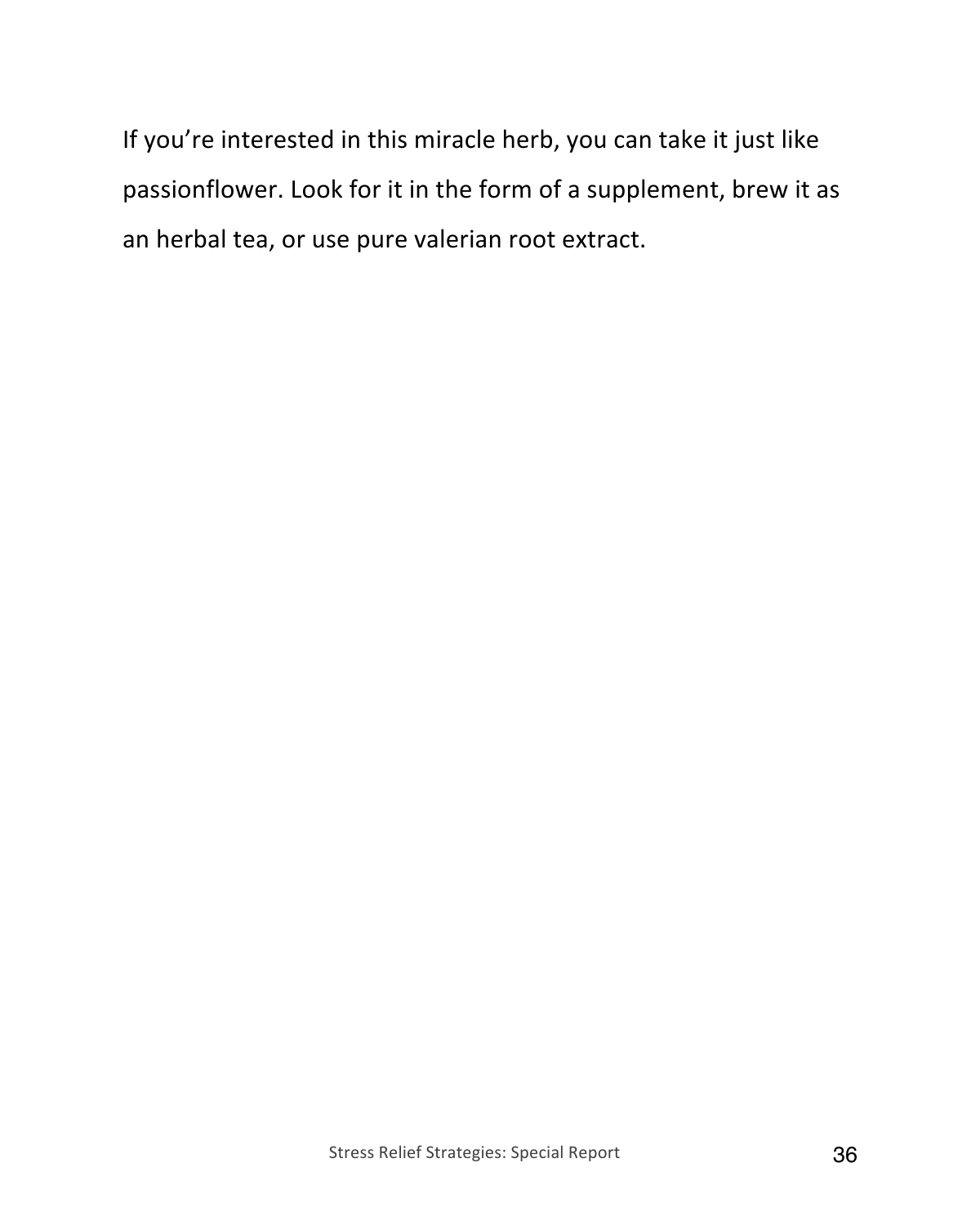If you're interested in this miracle herb, you can take it just like passionflower. Look for it in the form of a supplement, brew it as an herbal tea, or use pure valerian root extract.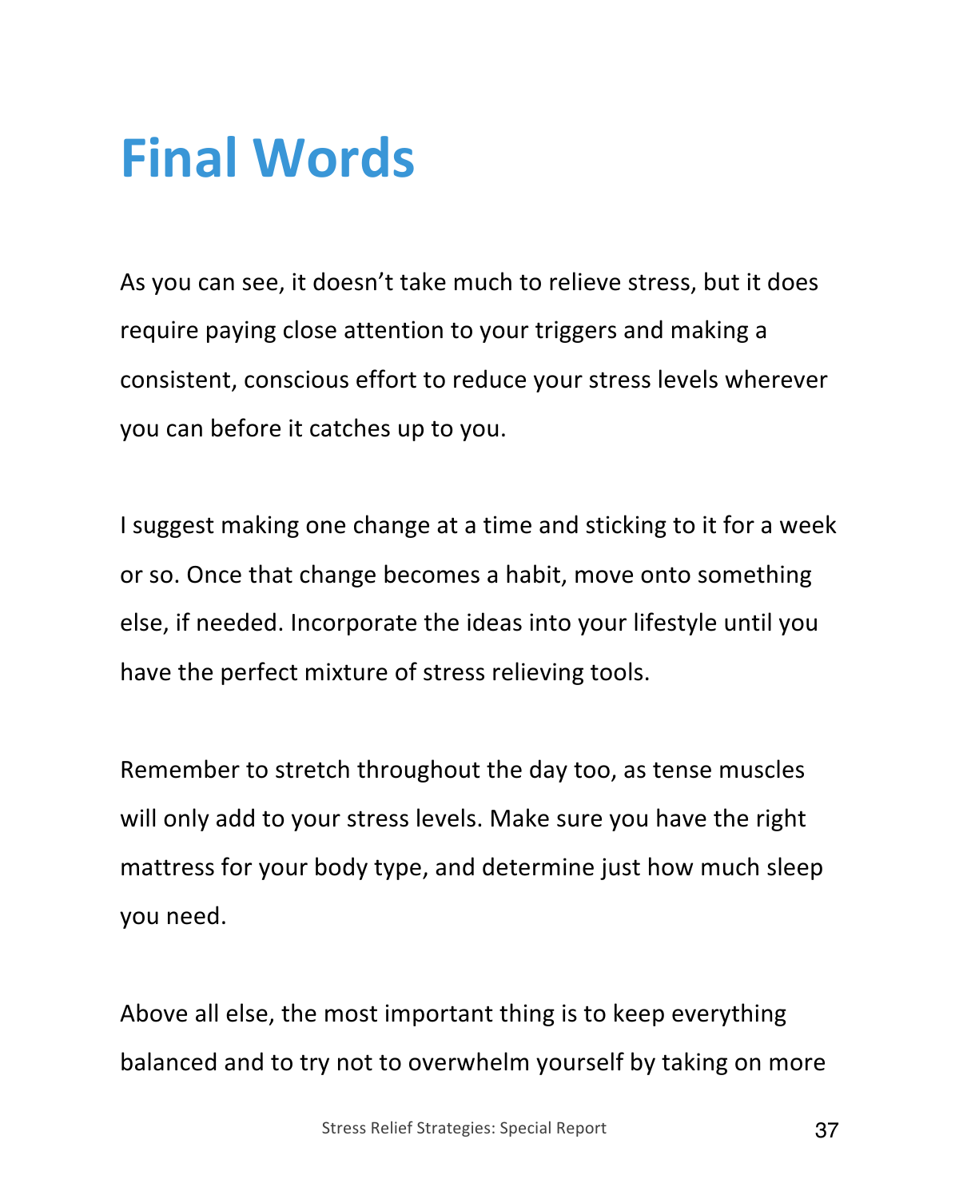# Final Words

As you can see, it doesn't take much to relieve stress, but it does require paying close attention to your triggers and making a consistent, conscious effort to reduce your stress levels wherever you can before it catches up to you.

I suggest making one change at a time and sticking to it for a week or so. Once that change becomes a habit, move onto something else, if needed. Incorporate the ideas into your lifestyle until you have the perfect mixture of stress relieving tools.

Remember to stretch throughout the day too, as tense muscles will only add to your stress levels. Make sure you have the right mattress for your body type, and determine just how much sleep you need.

Above all else, the most important thing is to keep everything balanced and to try not to overwhelm yourself by taking on more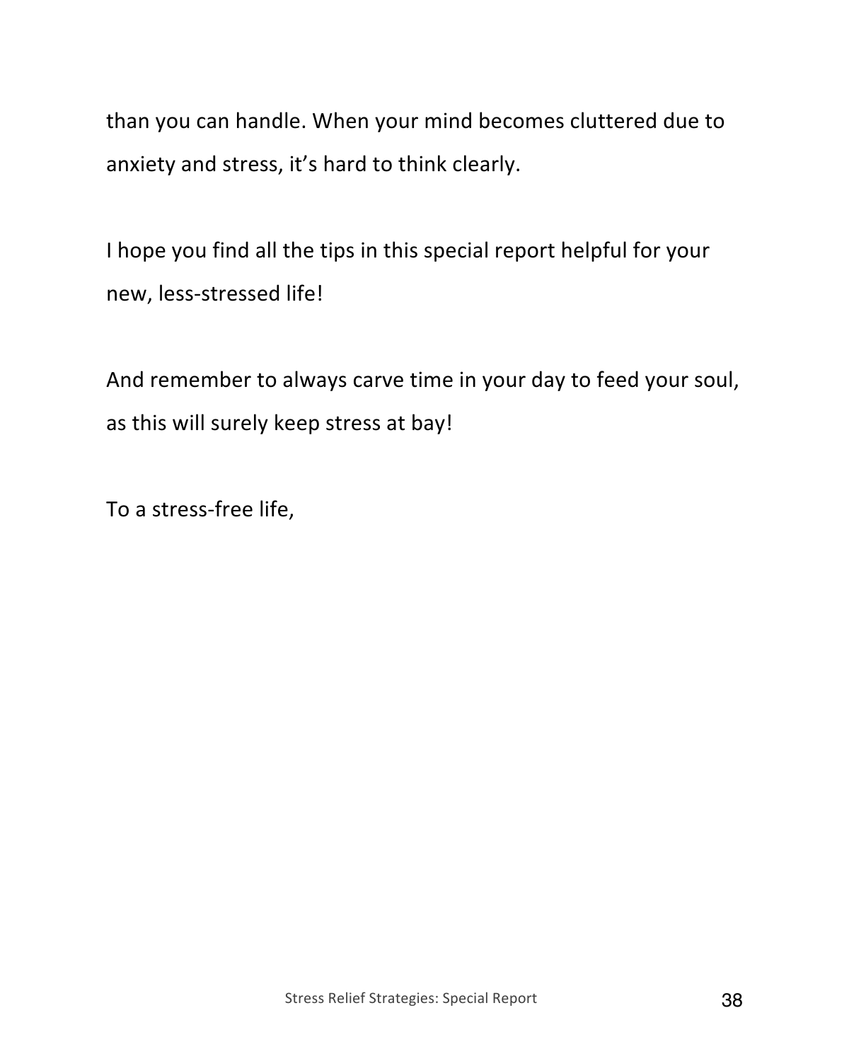than you can handle. When your mind becomes cluttered due to anxiety and stress, it's hard to think clearly.

I hope you find all the tips in this special report helpful for your new, less-stressed life!

And remember to always carve time in your day to feed your soul, as this will surely keep stress at bay!

To a stress-free life,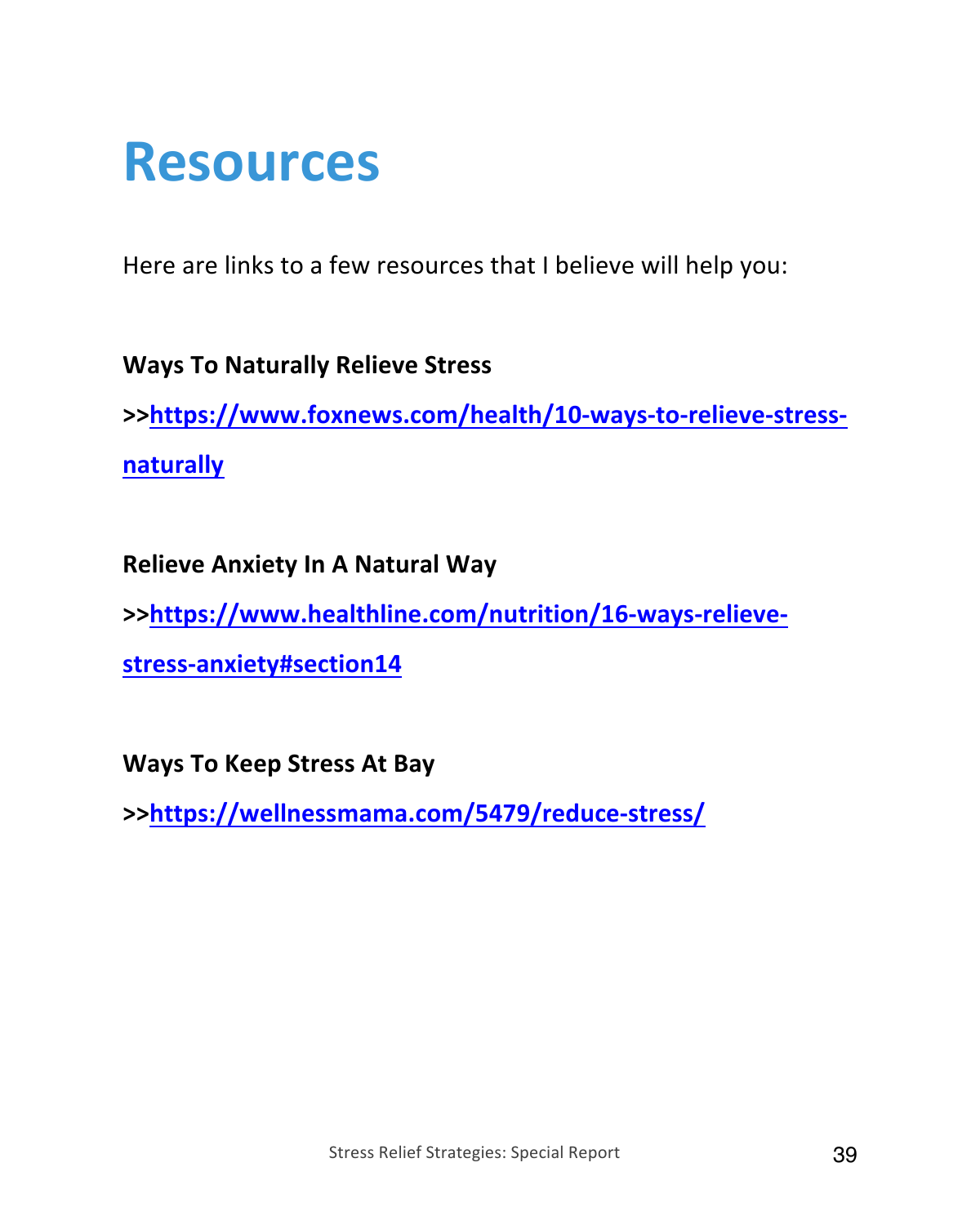# Resources

Here are links to a few resources that I believe will help you:

**Ways To Naturally Relieve Stress**

**>>[https://www.foxnews.com/health/10-ways-to-relieve-stress-naturally](https://www.foxnews.com/health/10-ways-to-relieve-stress-naturally)**

**Relieve Anxiety In A Natural Way**

**>>[https://www.healthline.com/nutrition/16-ways-relieve-stress-anxiety#section14](https://www.healthline.com/nutrition/16-ways-relieve-stress-anxiety#section14)**

**Ways To Keep Stress At Bay**

**>>[https://wellnessmama.com/5479/reduce-stress/](https://wellnessmama.com/5479/reduce-stress/)**